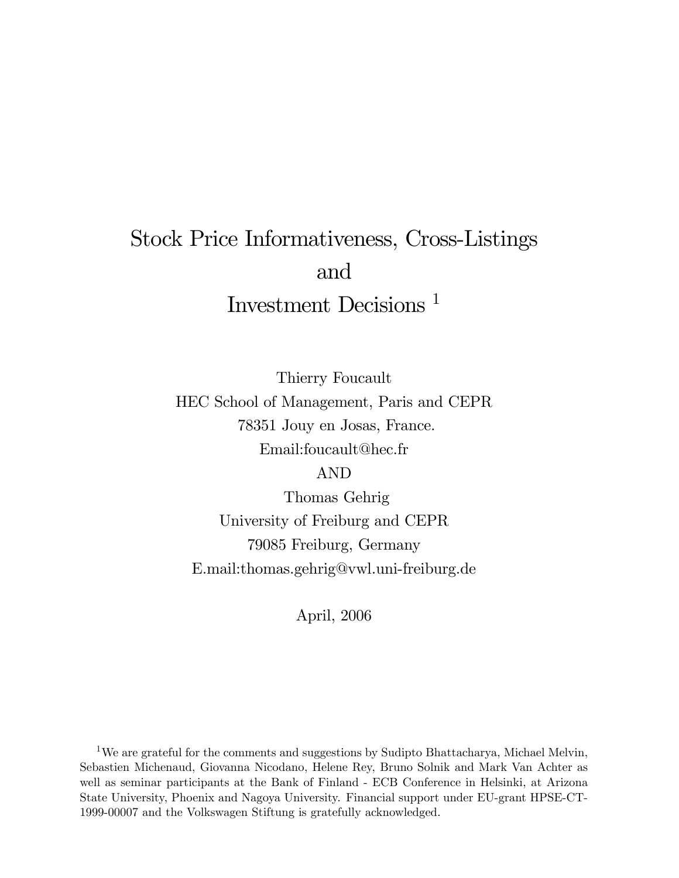# Stock Price Informativeness, Cross-Listings and Investment Decisions [1]

Thierry Foucault
HEC School of Management, Paris and CEPR
78351 Jouy en Josas, France.
Email:foucault@hec.fr

AND

Thomas Gehrig
University of Freiburg and CEPR
79085 Freiburg, Germany
E.mail:thomas.gehrig@vwl.uni-freiburg.de

April, 2006

[1] We are grateful for the comments and suggestions by Sudipto Bhattacharya, Michael Melvin, Sebastien Michenaud, Giovanna Nicodano, Helene Rey, Bruno Solnik and Mark Van Achter as well as seminar participants at the Bank of Finland - ECB Conference in Helsinki, at Arizona State University, Phoenix and Nagoya University. Financial support under EU-grant HPSE-CT-1999-00007 and the Volkswagen Stiftung is gratefully acknowledged.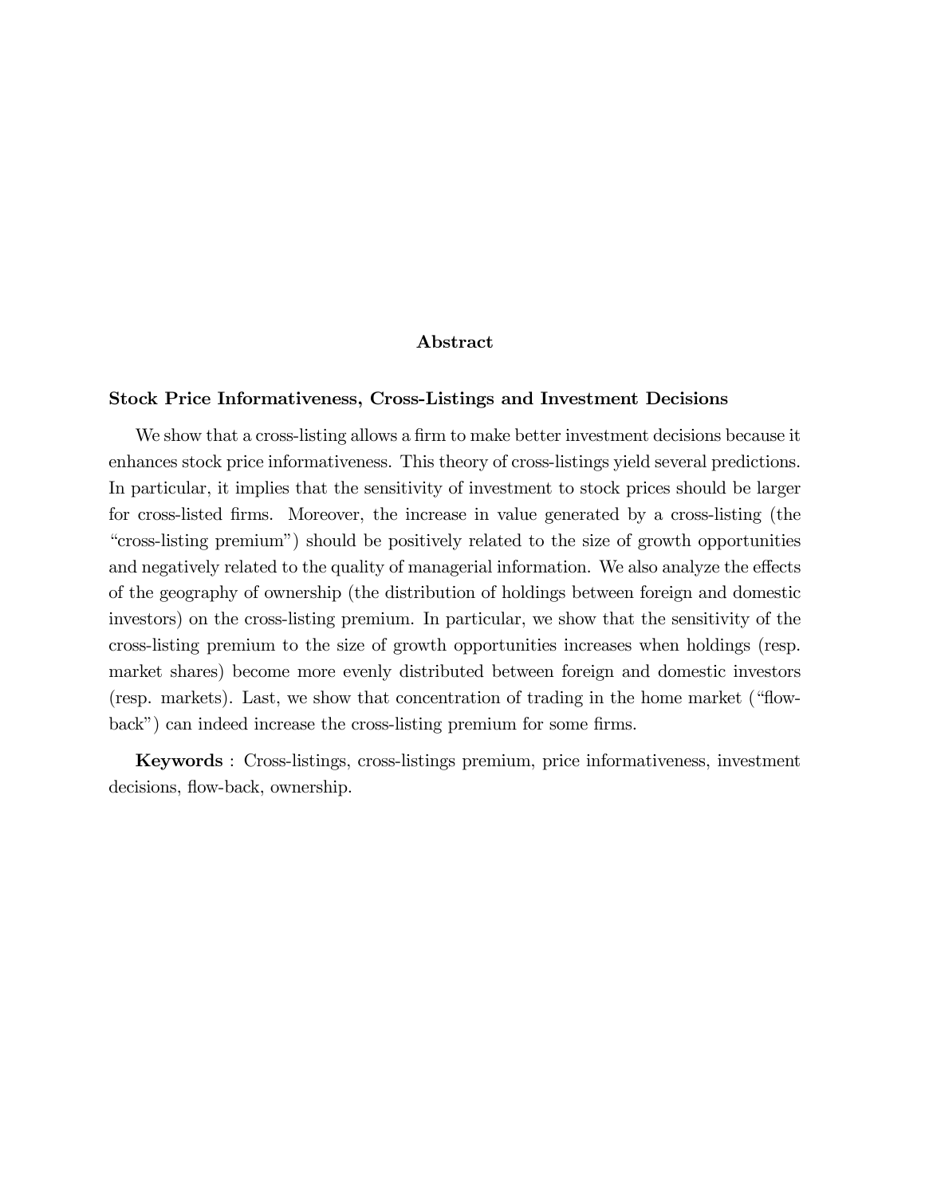## Abstract

### Stock Price Informativeness, Cross-Listings and Investment Decisions

We show that a cross-listing allows a firm to make better investment decisions because it enhances stock price informativeness. This theory of cross-listings yield several predictions. In particular, it implies that the sensitivity of investment to stock prices should be larger for cross-listed firms. Moreover, the increase in value generated by a cross-listing (the "cross-listing premium") should be positively related to the size of growth opportunities and negatively related to the quality of managerial information. We also analyze the effects of the geography of ownership (the distribution of holdings between foreign and domestic investors) on the cross-listing premium. In particular, we show that the sensitivity of the cross-listing premium to the size of growth opportunities increases when holdings (resp. market shares) become more evenly distributed between foreign and domestic investors (resp. markets). Last, we show that concentration of trading in the home market ("flow-back") can indeed increase the cross-listing premium for some firms.

**Keywords** : Cross-listings, cross-listings premium, price informativeness, investment decisions, flow-back, ownership.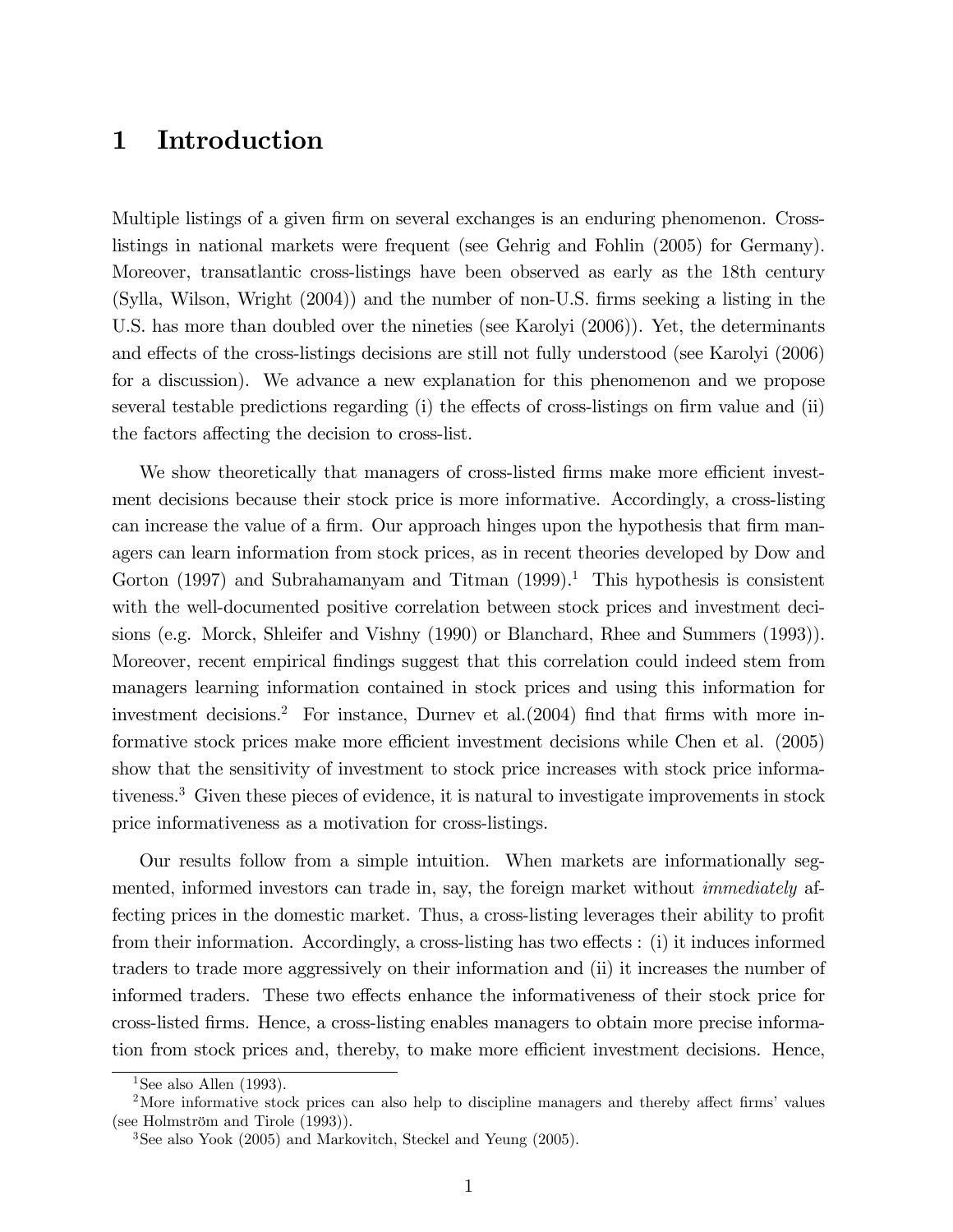# 1 Introduction

Multiple listings of a given firm on several exchanges is an enduring phenomenon. Cross-listings in national markets were frequent (see Gehrig and Fohlin (2005) for Germany). Moreover, transatlantic cross-listings have been observed as early as the 18th century (Sylla, Wilson, Wright (2004)) and the number of non-U.S. firms seeking a listing in the U.S. has more than doubled over the nineties (see Karolyi (2006)). Yet, the determinants and effects of the cross-listings decisions are still not fully understood (see Karolyi (2006) for a discussion). We advance a new explanation for this phenomenon and we propose several testable predictions regarding (i) the effects of cross-listings on firm value and (ii) the factors affecting the decision to cross-list.

We show theoretically that managers of cross-listed firms make more efficient investment decisions because their stock price is more informative. Accordingly, a cross-listing can increase the value of a firm. Our approach hinges upon the hypothesis that firm managers can learn information from stock prices, as in recent theories developed by Dow and Gorton (1997) and Subrahamanyam and Titman (1999).[1] This hypothesis is consistent with the well-documented positive correlation between stock prices and investment decisions (e.g. Morck, Shleifer and Vishny (1990) or Blanchard, Rhee and Summers (1993)). Moreover, recent empirical findings suggest that this correlation could indeed stem from managers learning information contained in stock prices and using this information for investment decisions.[2] For instance, Durnev et al.(2004) find that firms with more informative stock prices make more efficient investment decisions while Chen et al. (2005) show that the sensitivity of investment to stock price increases with stock price informativeness.[3] Given these pieces of evidence, it is natural to investigate improvements in stock price informativeness as a motivation for cross-listings.

Our results follow from a simple intuition. When markets are informationally segmented, informed investors can trade in, say, the foreign market without *immediately* affecting prices in the domestic market. Thus, a cross-listing leverages their ability to profit from their information. Accordingly, a cross-listing has two effects : (i) it induces informed traders to trade more aggressively on their information and (ii) it increases the number of informed traders. These two effects enhance the informativeness of their stock price for cross-listed firms. Hence, a cross-listing enables managers to obtain more precise information from stock prices and, thereby, to make more efficient investment decisions. Hence,

[1] See also Allen (1993).

[2] More informative stock prices can also help to discipline managers and thereby affect firms' values (see Holmström and Tirole (1993)).

[3] See also Yook (2005) and Markovitch, Steckel and Yeung (2005).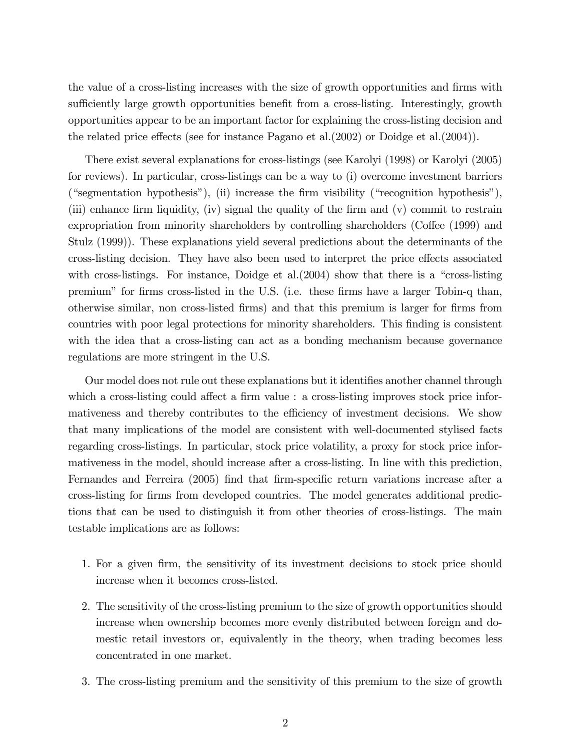the value of a cross-listing increases with the size of growth opportunities and firms with sufficiently large growth opportunities benefit from a cross-listing. Interestingly, growth opportunities appear to be an important factor for explaining the cross-listing decision and the related price effects (see for instance Pagano et al.(2002) or Doidge et al.(2004)).

There exist several explanations for cross-listings (see Karolyi (1998) or Karolyi (2005) for reviews). In particular, cross-listings can be a way to (i) overcome investment barriers ("segmentation hypothesis"), (ii) increase the firm visibility ("recognition hypothesis"), (iii) enhance firm liquidity, (iv) signal the quality of the firm and (v) commit to restrain expropriation from minority shareholders by controlling shareholders (Coffee (1999) and Stulz (1999)). These explanations yield several predictions about the determinants of the cross-listing decision. They have also been used to interpret the price effects associated with cross-listings. For instance, Doidge et al.(2004) show that there is a "cross-listing premium" for firms cross-listed in the U.S. (i.e. these firms have a larger Tobin-q than, otherwise similar, non cross-listed firms) and that this premium is larger for firms from countries with poor legal protections for minority shareholders. This finding is consistent with the idea that a cross-listing can act as a bonding mechanism because governance regulations are more stringent in the U.S.

Our model does not rule out these explanations but it identifies another channel through which a cross-listing could affect a firm value : a cross-listing improves stock price informativeness and thereby contributes to the efficiency of investment decisions. We show that many implications of the model are consistent with well-documented stylised facts regarding cross-listings. In particular, stock price volatility, a proxy for stock price informativeness in the model, should increase after a cross-listing. In line with this prediction, Fernandes and Ferreira (2005) find that firm-specific return variations increase after a cross-listing for firms from developed countries. The model generates additional predictions that can be used to distinguish it from other theories of cross-listings. The main testable implications are as follows:

1. For a given firm, the sensitivity of its investment decisions to stock price should increase when it becomes cross-listed.
2. The sensitivity of the cross-listing premium to the size of growth opportunities should increase when ownership becomes more evenly distributed between foreign and domestic retail investors or, equivalently in the theory, when trading becomes less concentrated in one market.
3. The cross-listing premium and the sensitivity of this premium to the size of growth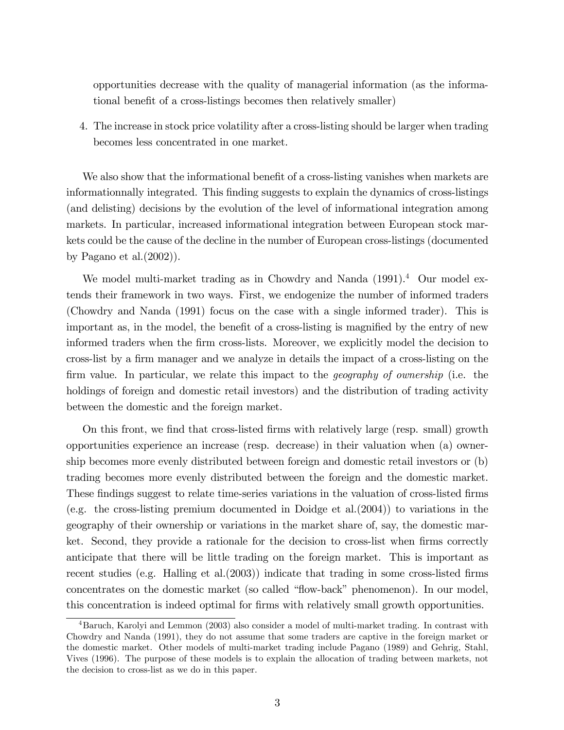opportunities decrease with the quality of managerial information (as the informational benefit of a cross-listings becomes then relatively smaller)

4. The increase in stock price volatility after a cross-listing should be larger when trading becomes less concentrated in one market.

We also show that the informational benefit of a cross-listing vanishes when markets are informationnally integrated. This finding suggests to explain the dynamics of cross-listings (and delisting) decisions by the evolution of the level of informational integration among markets. In particular, increased informational integration between European stock markets could be the cause of the decline in the number of European cross-listings (documented by Pagano et al.(2002)).

We model multi-market trading as in Chowdry and Nanda (1991).[4] Our model extends their framework in two ways. First, we endogenize the number of informed traders (Chowdry and Nanda (1991) focus on the case with a single informed trader). This is important as, in the model, the benefit of a cross-listing is magnified by the entry of new informed traders when the firm cross-lists. Moreover, we explicitly model the decision to cross-list by a firm manager and we analyze in details the impact of a cross-listing on the firm value. In particular, we relate this impact to the *geography of ownership* (i.e. the holdings of foreign and domestic retail investors) and the distribution of trading activity between the domestic and the foreign market.

On this front, we find that cross-listed firms with relatively large (resp. small) growth opportunities experience an increase (resp. decrease) in their valuation when (a) ownership becomes more evenly distributed between foreign and domestic retail investors or (b) trading becomes more evenly distributed between the foreign and the domestic market. These findings suggest to relate time-series variations in the valuation of cross-listed firms (e.g. the cross-listing premium documented in Doidge et al.(2004)) to variations in the geography of their ownership or variations in the market share of, say, the domestic market. Second, they provide a rationale for the decision to cross-list when firms correctly anticipate that there will be little trading on the foreign market. This is important as recent studies (e.g. Halling et al.(2003)) indicate that trading in some cross-listed firms concentrates on the domestic market (so called "flow-back" phenomenon). In our model, this concentration is indeed optimal for firms with relatively small growth opportunities.

[4] Baruch, Karolyi and Lemmon (2003) also consider a model of multi-market trading. In contrast with Chowdry and Nanda (1991), they do not assume that some traders are captive in the foreign market or the domestic market. Other models of multi-market trading include Pagano (1989) and Gehrig, Stahl, Vives (1996). The purpose of these models is to explain the allocation of trading between markets, not the decision to cross-list as we do in this paper.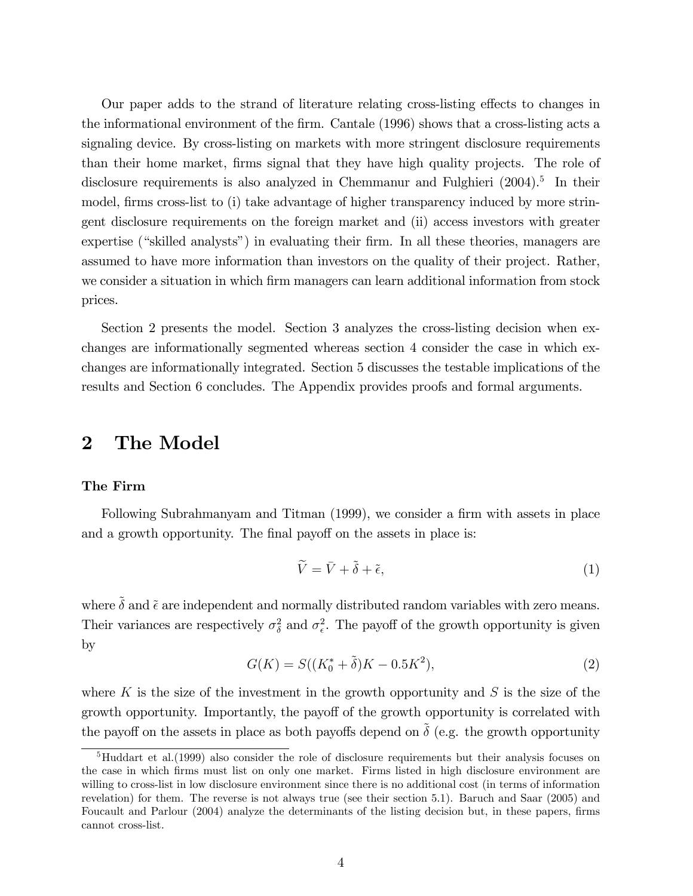Our paper adds to the strand of literature relating cross-listing effects to changes in the informational environment of the firm. Cantale (1996) shows that a cross-listing acts a signaling device. By cross-listing on markets with more stringent disclosure requirements than their home market, firms signal that they have high quality projects. The role of disclosure requirements is also analyzed in Chemmanur and Fulghieri (2004).[5] In their model, firms cross-list to (i) take advantage of higher transparency induced by more stringent disclosure requirements on the foreign market and (ii) access investors with greater expertise ("skilled analysts") in evaluating their firm. In all these theories, managers are assumed to have more information than investors on the quality of their project. Rather, we consider a situation in which firm managers can learn additional information from stock prices.

Section 2 presents the model. Section 3 analyzes the cross-listing decision when exchanges are informationally segmented whereas section 4 consider the case in which exchanges are informationally integrated. Section 5 discusses the testable implications of the results and Section 6 concludes. The Appendix provides proofs and formal arguments.

# 2 The Model

### The Firm

Following Subrahmanyam and Titman (1999), we consider a firm with assets in place and a growth opportunity. The final payoff on the assets in place is:

$$\widetilde{V} = \bar{V} + \tilde{\delta} + \tilde{\epsilon}, \tag{1}$$

where $\tilde{\delta}$ and $\tilde{\epsilon}$ are independent and normally distributed random variables with zero means. Their variances are respectively $\sigma_\delta^2$ and $\sigma_\epsilon^2$. The payoff of the growth opportunity is given by

$$G(K) = S((K_0^* + \tilde{\delta})K - 0.5K^2), \tag{2}$$

where $K$ is the size of the investment in the growth opportunity and $S$ is the size of the growth opportunity. Importantly, the payoff of the growth opportunity is correlated with the payoff on the assets in place as both payoffs depend on $\tilde{\delta}$ (e.g. the growth opportunity

[5] Huddart et al.(1999) also consider the role of disclosure requirements but their analysis focuses on the case in which firms must list on only one market. Firms listed in high disclosure environment are willing to cross-list in low disclosure environment since there is no additional cost (in terms of information revelation) for them. The reverse is not always true (see their section 5.1). Baruch and Saar (2005) and Foucault and Parlour (2004) analyze the determinants of the listing decision but, in these papers, firms cannot cross-list.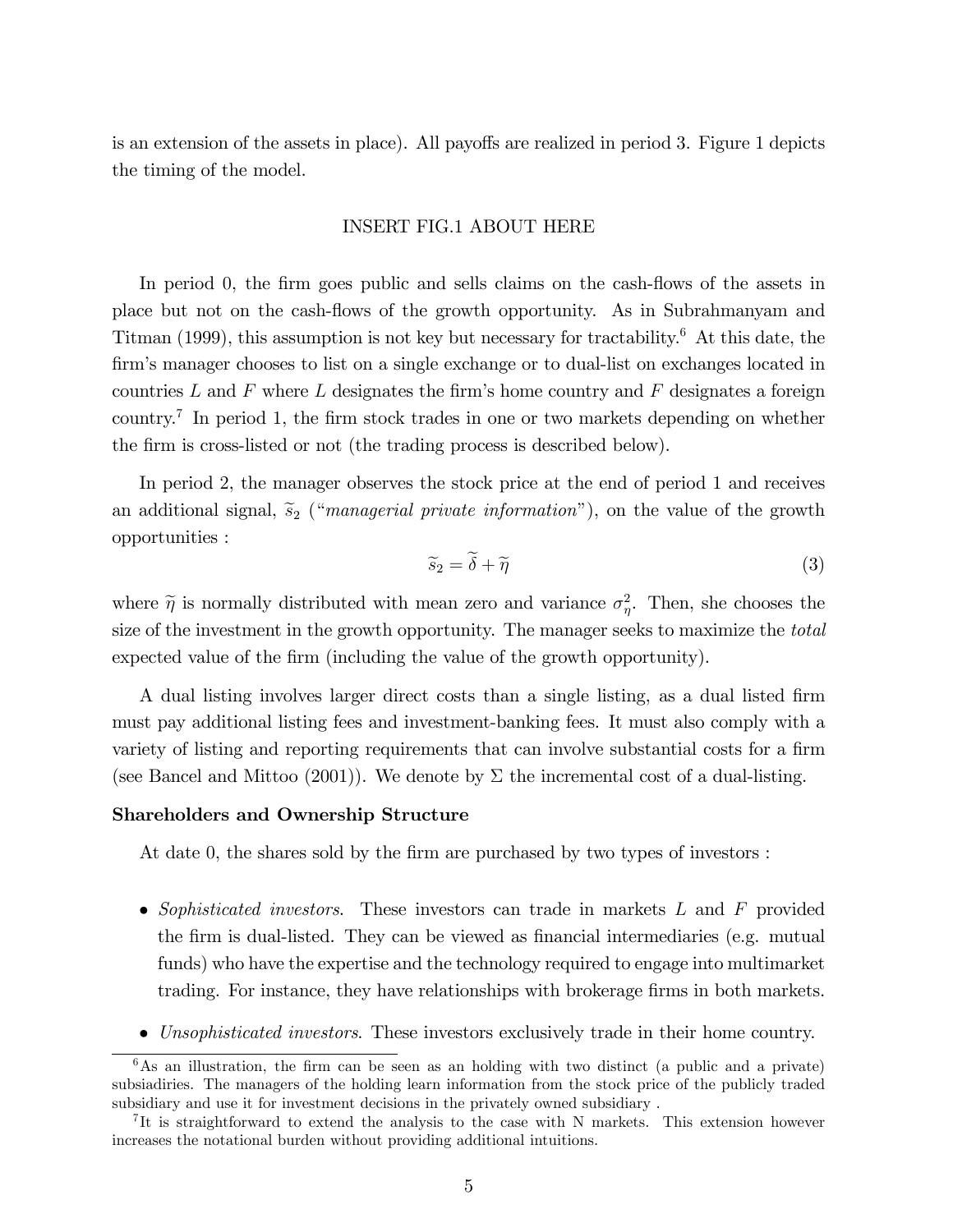is an extension of the assets in place). All payoffs are realized in period 3. Figure 1 depicts the timing of the model.

INSERT FIG.1 ABOUT HERE

In period 0, the firm goes public and sells claims on the cash-flows of the assets in place but not on the cash-flows of the growth opportunity. As in Subrahmanyam and Titman (1999), this assumption is not key but necessary for tractability.[6] At this date, the firm's manager chooses to list on a single exchange or to dual-list on exchanges located in countries $L$ and $F$ where $L$ designates the firm's home country and $F$ designates a foreign country.[7] In period 1, the firm stock trades in one or two markets depending on whether the firm is cross-listed or not (the trading process is described below).

In period 2, the manager observes the stock price at the end of period 1 and receives an additional signal, $\widetilde{s}_2$ ("*managerial private information*"), on the value of the growth opportunities :

$$\widetilde{s}_2 = \widetilde{\delta} + \widetilde{\eta} \tag{3}$$

where $\widetilde{\eta}$ is normally distributed with mean zero and variance $\sigma_\eta^2$. Then, she chooses the size of the investment in the growth opportunity. The manager seeks to maximize the *total* expected value of the firm (including the value of the growth opportunity).

A dual listing involves larger direct costs than a single listing, as a dual listed firm must pay additional listing fees and investment-banking fees. It must also comply with a variety of listing and reporting requirements that can involve substantial costs for a firm (see Bancel and Mittoo (2001)). We denote by $\Sigma$ the incremental cost of a dual-listing.

**Shareholders and Ownership Structure**

At date 0, the shares sold by the firm are purchased by two types of investors :

- *Sophisticated investors*. These investors can trade in markets $L$ and $F$ provided the firm is dual-listed. They can be viewed as financial intermediaries (e.g. mutual funds) who have the expertise and the technology required to engage into multimarket trading. For instance, they have relationships with brokerage firms in both markets.
- *Unsophisticated investors*. These investors exclusively trade in their home country.

[6] As an illustration, the firm can be seen as an holding with two distinct (a public and a private) subsiadiries. The managers of the holding learn information from the stock price of the publicly traded subsidiary and use it for investment decisions in the privately owned subsidiary .

[7] It is straightforward to extend the analysis to the case with N markets. This extension however increases the notational burden without providing additional intuitions.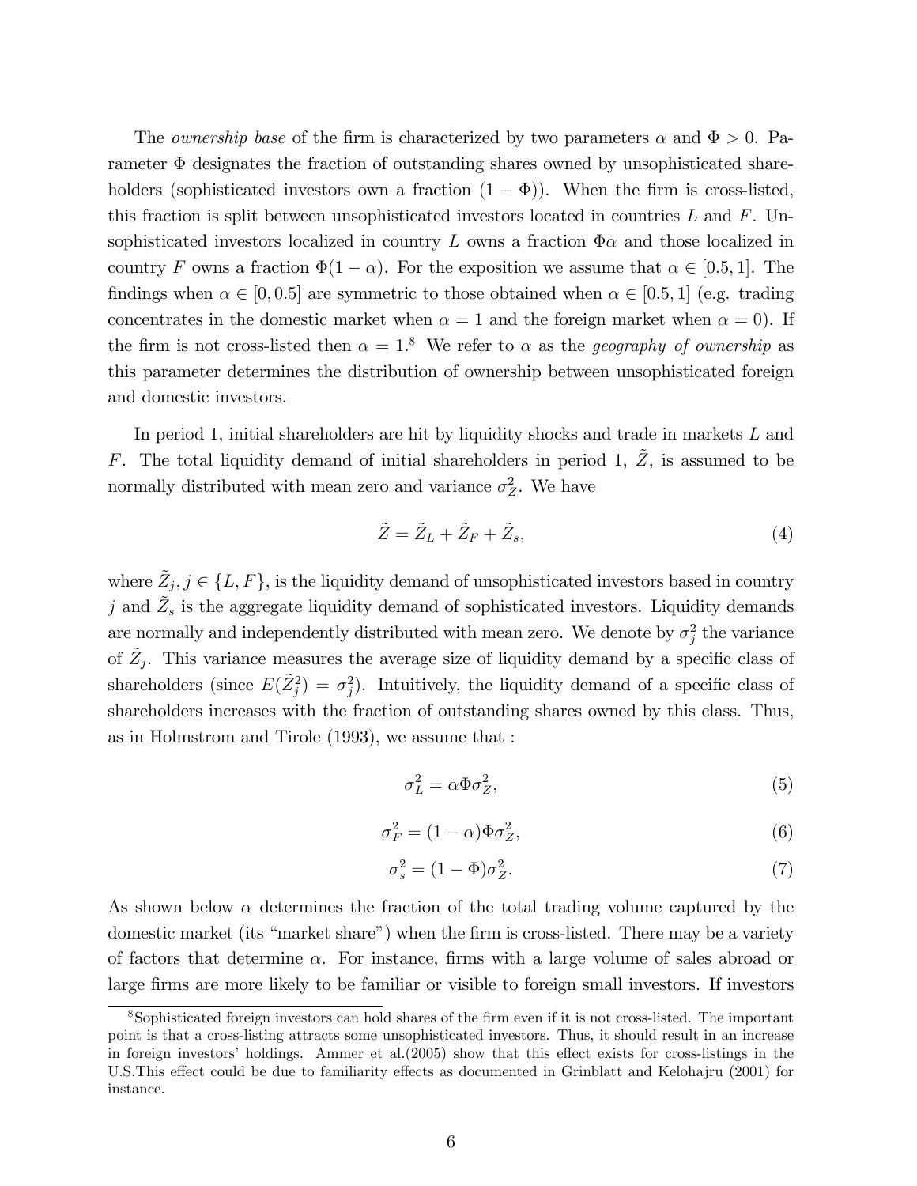The *ownership base* of the firm is characterized by two parameters $\alpha$ and $\Phi > 0$. Parameter $\Phi$ designates the fraction of outstanding shares owned by unsophisticated shareholders (sophisticated investors own a fraction $(1 - \Phi)$). When the firm is cross-listed, this fraction is split between unsophisticated investors located in countries $L$ and $F$. Unsophisticated investors localized in country $L$ owns a fraction $\Phi\alpha$ and those localized in country $F$ owns a fraction $\Phi(1 - \alpha)$. For the exposition we assume that $\alpha \in [0.5, 1]$. The findings when $\alpha \in [0, 0.5]$ are symmetric to those obtained when $\alpha \in [0.5, 1]$ (e.g. trading concentrates in the domestic market when $\alpha = 1$ and the foreign market when $\alpha = 0$). If the firm is not cross-listed then $\alpha = 1$.[8] We refer to $\alpha$ as the *geography of ownership* as this parameter determines the distribution of ownership between unsophisticated foreign and domestic investors.

In period 1, initial shareholders are hit by liquidity shocks and trade in markets $L$ and $F$. The total liquidity demand of initial shareholders in period 1, $\tilde{Z}$, is assumed to be normally distributed with mean zero and variance $\sigma_Z^2$. We have

$$\tilde{Z} = \tilde{Z}_L + \tilde{Z}_F + \tilde{Z}_s, \tag{4}$$

where $\tilde{Z}_j, j \in \{L, F\}$, is the liquidity demand of unsophisticated investors based in country $j$ and $\tilde{Z}_s$ is the aggregate liquidity demand of sophisticated investors. Liquidity demands are normally and independently distributed with mean zero. We denote by $\sigma_j^2$ the variance of $\tilde{Z}_j$. This variance measures the average size of liquidity demand by a specific class of shareholders (since $E(\tilde{Z}_j^2) = \sigma_j^2$). Intuitively, the liquidity demand of a specific class of shareholders increases with the fraction of outstanding shares owned by this class. Thus, as in Holmstrom and Tirole (1993), we assume that :

$$\sigma_L^2 = \alpha\Phi\sigma_Z^2, \tag{5}$$

$$\sigma_F^2 = (1 - \alpha)\Phi\sigma_Z^2, \tag{6}$$

$$\sigma_s^2 = (1 - \Phi)\sigma_Z^2. \tag{7}$$

As shown below $\alpha$ determines the fraction of the total trading volume captured by the domestic market (its "market share") when the firm is cross-listed. There may be a variety of factors that determine $\alpha$. For instance, firms with a large volume of sales abroad or large firms are more likely to be familiar or visible to foreign small investors. If investors

[8] Sophisticated foreign investors can hold shares of the firm even if it is not cross-listed. The important point is that a cross-listing attracts some unsophisticated investors. Thus, it should result in an increase in foreign investors' holdings. Ammer et al.(2005) show that this effect exists for cross-listings in the U.S.This effect could be due to familiarity effects as documented in Grinblatt and Kelohajru (2001) for instance.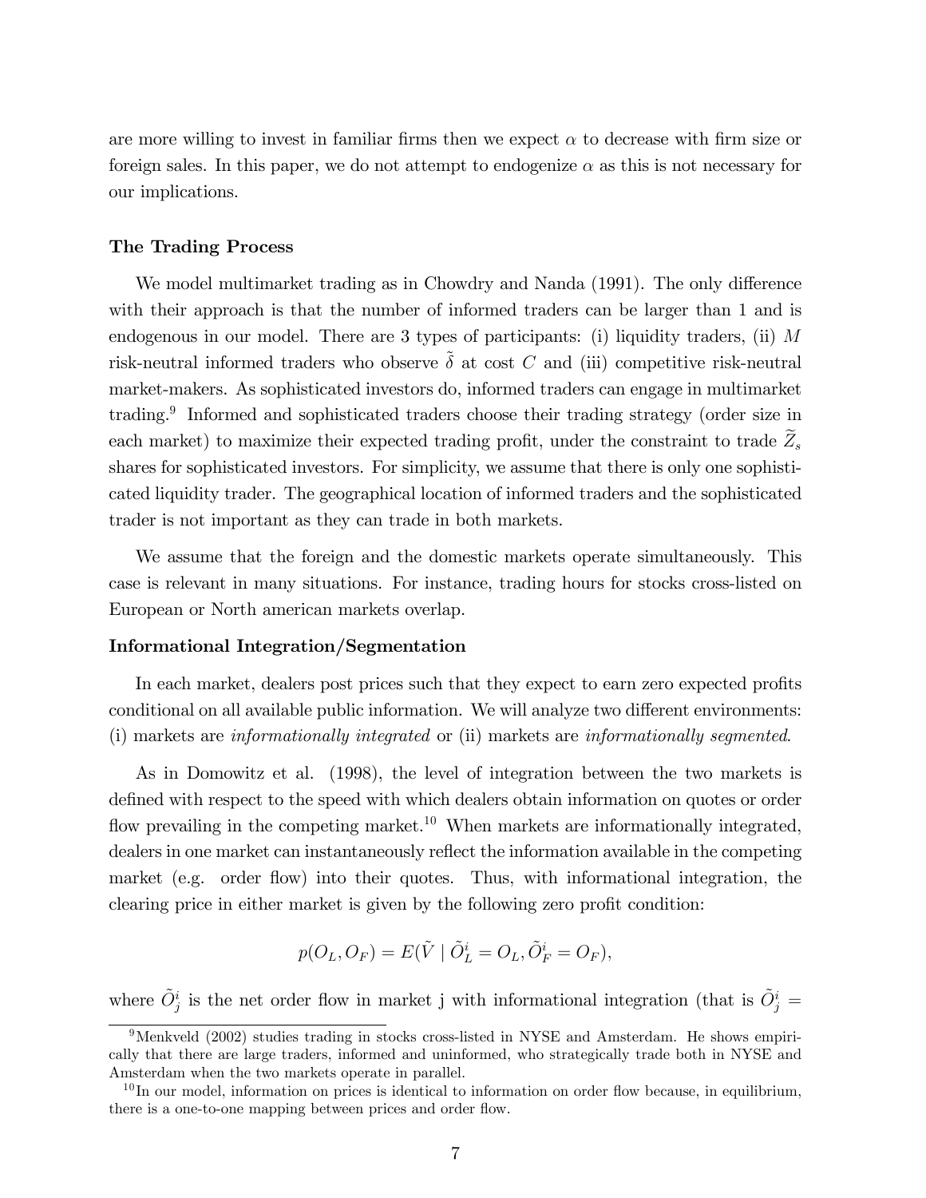are more willing to invest in familiar firms then we expect $\alpha$ to decrease with firm size or foreign sales. In this paper, we do not attempt to endogenize $\alpha$ as this is not necessary for our implications.

### The Trading Process

We model multimarket trading as in Chowdry and Nanda (1991). The only difference with their approach is that the number of informed traders can be larger than 1 and is endogenous in our model. There are 3 types of participants: (i) liquidity traders, (ii) $M$ risk-neutral informed traders who observe $\tilde{\delta}$ at cost $C$ and (iii) competitive risk-neutral market-makers. As sophisticated investors do, informed traders can engage in multimarket trading.[9] Informed and sophisticated traders choose their trading strategy (order size in each market) to maximize their expected trading profit, under the constraint to trade $\widetilde{Z}_s$ shares for sophisticated investors. For simplicity, we assume that there is only one sophisticated liquidity trader. The geographical location of informed traders and the sophisticated trader is not important as they can trade in both markets.

We assume that the foreign and the domestic markets operate simultaneously. This case is relevant in many situations. For instance, trading hours for stocks cross-listed on European or North american markets overlap.

### Informational Integration/Segmentation

In each market, dealers post prices such that they expect to earn zero expected profits conditional on all available public information. We will analyze two different environments: (i) markets are *informationally integrated* or (ii) markets are *informationally segmented*.

As in Domowitz et al. (1998), the level of integration between the two markets is defined with respect to the speed with which dealers obtain information on quotes or order flow prevailing in the competing market.[10] When markets are informationally integrated, dealers in one market can instantaneously reflect the information available in the competing market (e.g. order flow) into their quotes. Thus, with informational integration, the clearing price in either market is given by the following zero profit condition:

$$p(O_L, O_F) = E(\tilde{V} \mid \tilde{O}^i_L = O_L, \tilde{O}^i_F = O_F),$$

where $\tilde{O}^i_j$ is the net order flow in market j with informational integration (that is $\tilde{O}^i_j =$

[9] Menkveld (2002) studies trading in stocks cross-listed in NYSE and Amsterdam. He shows empirically that there are large traders, informed and uninformed, who strategically trade both in NYSE and Amsterdam when the two markets operate in parallel.

[10] In our model, information on prices is identical to information on order flow because, in equilibrium, there is a one-to-one mapping between prices and order flow.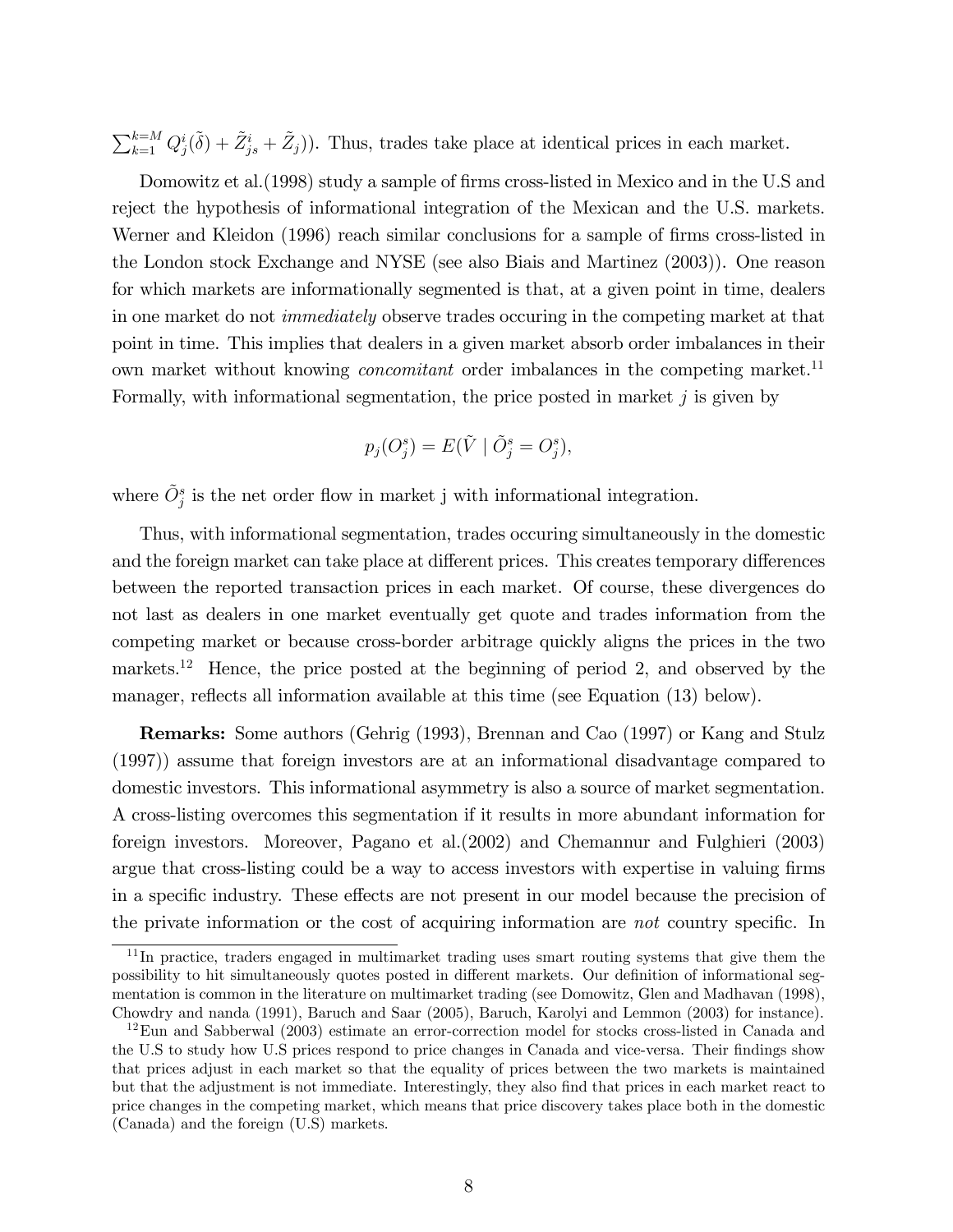$\sum_{k=1}^{k=M} Q_j^i(\tilde{\delta}) + \tilde{Z}_{js}^i + \tilde{Z}_j)$). Thus, trades take place at identical prices in each market.

Domowitz et al.(1998) study a sample of firms cross-listed in Mexico and in the U.S and reject the hypothesis of informational integration of the Mexican and the U.S. markets. Werner and Kleidon (1996) reach similar conclusions for a sample of firms cross-listed in the London stock Exchange and NYSE (see also Biais and Martinez (2003)). One reason for which markets are informationally segmented is that, at a given point in time, dealers in one market do not *immediately* observe trades occuring in the competing market at that point in time. This implies that dealers in a given market absorb order imbalances in their own market without knowing *concomitant* order imbalances in the competing market.[11] Formally, with informational segmentation, the price posted in market $j$ is given by

$$p_j(O_j^s) = E(\tilde{V} \mid \tilde{O}_j^s = O_j^s),$$

where $\tilde{O}_j^s$ is the net order flow in market j with informational integration.

Thus, with informational segmentation, trades occuring simultaneously in the domestic and the foreign market can take place at different prices. This creates temporary differences between the reported transaction prices in each market. Of course, these divergences do not last as dealers in one market eventually get quote and trades information from the competing market or because cross-border arbitrage quickly aligns the prices in the two markets.[12] Hence, the price posted at the beginning of period 2, and observed by the manager, reflects all information available at this time (see Equation (13) below).

**Remarks:** Some authors (Gehrig (1993), Brennan and Cao (1997) or Kang and Stulz (1997)) assume that foreign investors are at an informational disadvantage compared to domestic investors. This informational asymmetry is also a source of market segmentation. A cross-listing overcomes this segmentation if it results in more abundant information for foreign investors. Moreover, Pagano et al.(2002) and Chemannur and Fulghieri (2003) argue that cross-listing could be a way to access investors with expertise in valuing firms in a specific industry. These effects are not present in our model because the precision of the private information or the cost of acquiring information are *not* country specific. In

[11] In practice, traders engaged in multimarket trading uses smart routing systems that give them the possibility to hit simultaneously quotes posted in different markets. Our definition of informational segmentation is common in the literature on multimarket trading (see Domowitz, Glen and Madhavan (1998), Chowdry and nanda (1991), Baruch and Saar (2005), Baruch, Karolyi and Lemmon (2003) for instance).

[12] Eun and Sabberwal (2003) estimate an error-correction model for stocks cross-listed in Canada and the U.S to study how U.S prices respond to price changes in Canada and vice-versa. Their findings show that prices adjust in each market so that the equality of prices between the two markets is maintained but that the adjustment is not immediate. Interestingly, they also find that prices in each market react to price changes in the competing market, which means that price discovery takes place both in the domestic (Canada) and the foreign (U.S) markets.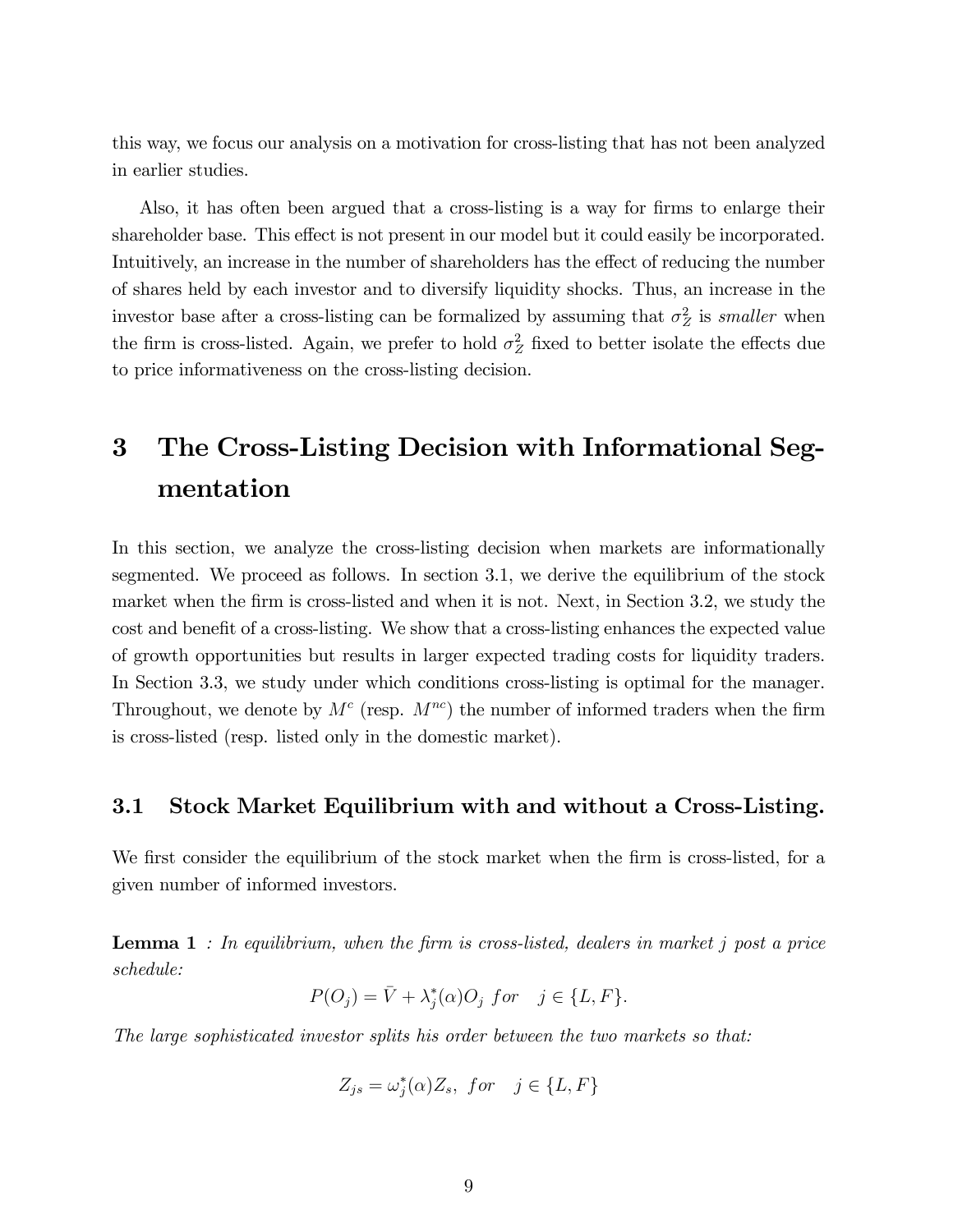this way, we focus our analysis on a motivation for cross-listing that has not been analyzed in earlier studies.

Also, it has often been argued that a cross-listing is a way for firms to enlarge their shareholder base. This effect is not present in our model but it could easily be incorporated. Intuitively, an increase in the number of shareholders has the effect of reducing the number of shares held by each investor and to diversify liquidity shocks. Thus, an increase in the investor base after a cross-listing can be formalized by assuming that $\sigma_Z^2$ is *smaller* when the firm is cross-listed. Again, we prefer to hold $\sigma_Z^2$ fixed to better isolate the effects due to price informativeness on the cross-listing decision.

# 3 The Cross-Listing Decision with Informational Segmentation

In this section, we analyze the cross-listing decision when markets are informationally segmented. We proceed as follows. In section 3.1, we derive the equilibrium of the stock market when the firm is cross-listed and when it is not. Next, in Section 3.2, we study the cost and benefit of a cross-listing. We show that a cross-listing enhances the expected value of growth opportunities but results in larger expected trading costs for liquidity traders. In Section 3.3, we study under which conditions cross-listing is optimal for the manager. Throughout, we denote by $M^c$ (resp. $M^{nc}$) the number of informed traders when the firm is cross-listed (resp. listed only in the domestic market).

## 3.1 Stock Market Equilibrium with and without a Cross-Listing.

We first consider the equilibrium of the stock market when the firm is cross-listed, for a given number of informed investors.

**Lemma 1** *: In equilibrium, when the firm is cross-listed, dealers in market j post a price schedule:*

$$P(O_j) = \bar{V} + \lambda_j^*(\alpha)O_j \;\; for \quad j \in \{L, F\}.$$

*The large sophisticated investor splits his order between the two markets so that:*

$$Z_{js} = \omega_j^*(\alpha)Z_s, \;\; for \quad j \in \{L, F\}$$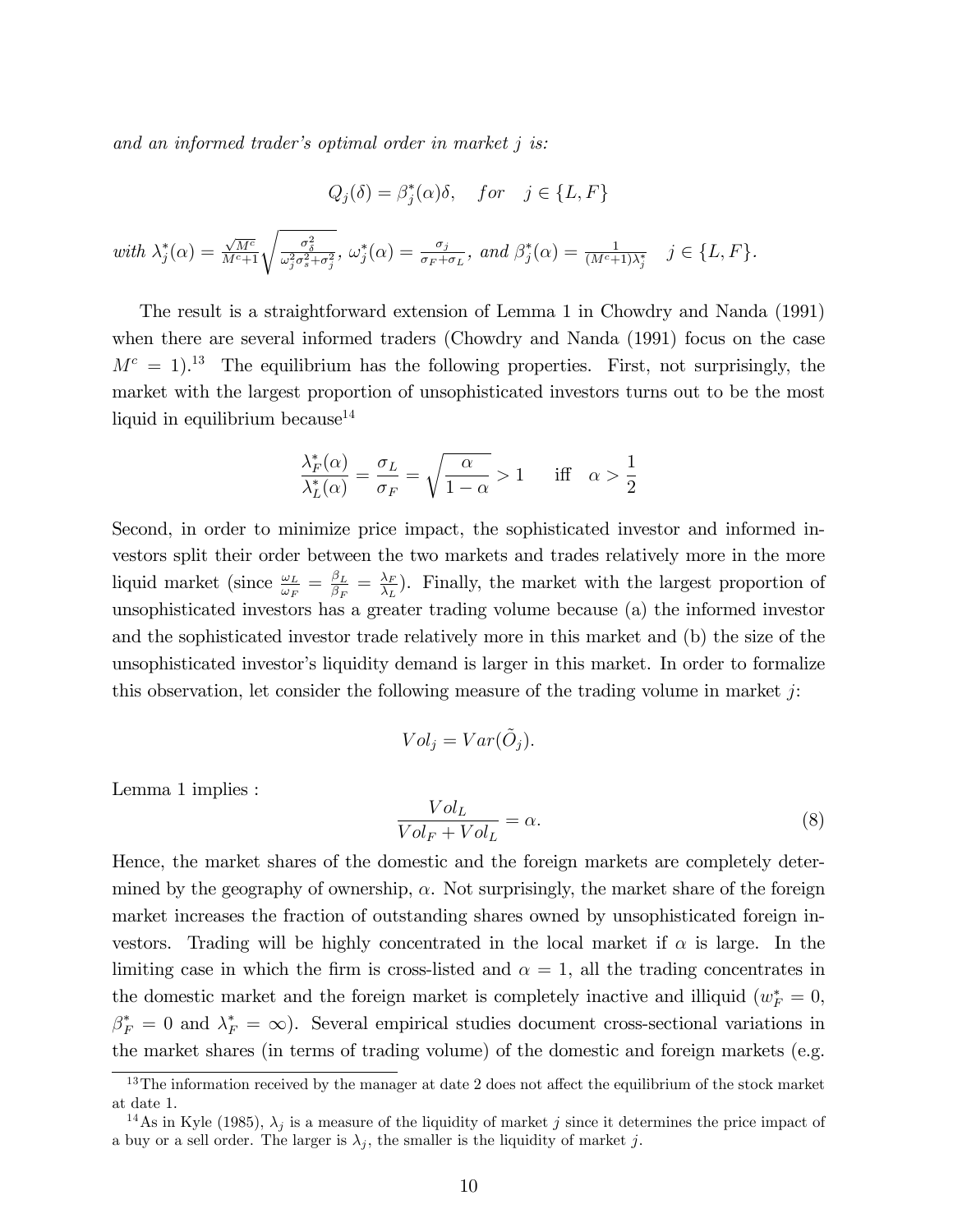*and an informed trader's optimal order in market $j$ is:*

$$Q_j(\delta) = \beta_j^*(\alpha)\delta, \quad for \quad j \in \{L, F\}$$

*with* $\lambda_j^*(\alpha) = \frac{\sqrt{M^c}}{M^c+1}\sqrt{\frac{\sigma_\delta^2}{\omega_j^2\sigma_s^2+\sigma_j^2}}$, $\omega_j^*(\alpha) = \frac{\sigma_j}{\sigma_F+\sigma_L}$, *and* $\beta_j^*(\alpha) = \frac{1}{(M^c+1)\lambda_j^*} \quad j \in \{L, F\}$.

The result is a straightforward extension of Lemma 1 in Chowdry and Nanda (1991) when there are several informed traders (Chowdry and Nanda (1991) focus on the case $M^c = 1$).[13] The equilibrium has the following properties. First, not surprisingly, the market with the largest proportion of unsophisticated investors turns out to be the most liquid in equilibrium because[14]

$$\frac{\lambda_F^*(\alpha)}{\lambda_L^*(\alpha)} = \frac{\sigma_L}{\sigma_F} = \sqrt{\frac{\alpha}{1-\alpha}} > 1 \quad \text{ iff } \quad \alpha > \frac{1}{2}$$

Second, in order to minimize price impact, the sophisticated investor and informed investors split their order between the two markets and trades relatively more in the more liquid market (since $\frac{\omega_L}{\omega_F} = \frac{\beta_L}{\beta_F} = \frac{\lambda_F}{\lambda_L}$). Finally, the market with the largest proportion of unsophisticated investors has a greater trading volume because (a) the informed investor and the sophisticated investor trade relatively more in this market and (b) the size of the unsophisticated investor's liquidity demand is larger in this market. In order to formalize this observation, let consider the following measure of the trading volume in market $j$:

$$Vol_j = Var(\tilde{O}_j).$$

Lemma 1 implies :

$$\frac{Vol_L}{Vol_F + Vol_L} = \alpha. \tag{8}$$

Hence, the market shares of the domestic and the foreign markets are completely determined by the geography of ownership, $\alpha$. Not surprisingly, the market share of the foreign market increases the fraction of outstanding shares owned by unsophisticated foreign investors. Trading will be highly concentrated in the local market if $\alpha$ is large. In the limiting case in which the firm is cross-listed and $\alpha = 1$, all the trading concentrates in the domestic market and the foreign market is completely inactive and illiquid ($w_F^* = 0$, $\beta_F^* = 0$ and $\lambda_F^* = \infty$). Several empirical studies document cross-sectional variations in the market shares (in terms of trading volume) of the domestic and foreign markets (e.g.

---

[13] The information received by the manager at date 2 does not affect the equilibrium of the stock market at date 1.

[14] As in Kyle (1985), $\lambda_j$ is a measure of the liquidity of market $j$ since it determines the price impact of a buy or a sell order. The larger is $\lambda_j$, the smaller is the liquidity of market $j$.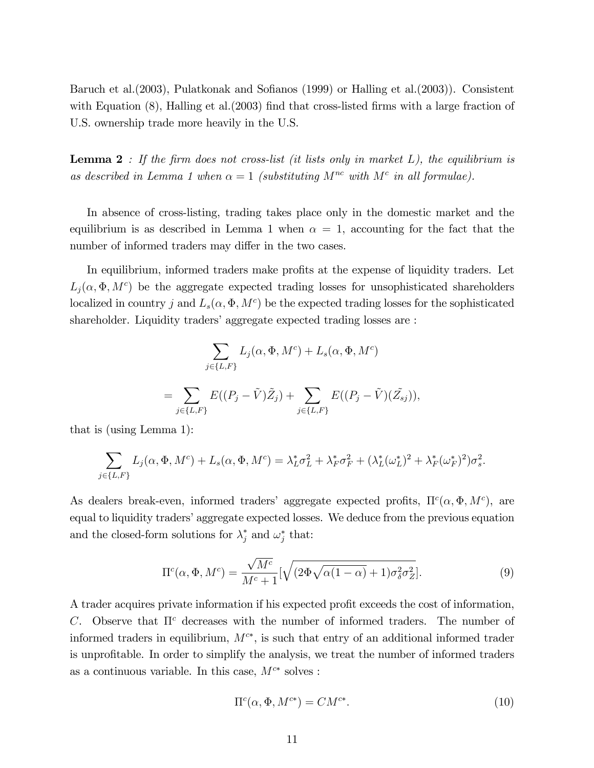Baruch et al.(2003), Pulatkonak and Sofianos (1999) or Halling et al.(2003)). Consistent with Equation (8), Halling et al.(2003) find that cross-listed firms with a large fraction of U.S. ownership trade more heavily in the U.S.

**Lemma 2** *: If the firm does not cross-list (it lists only in market L), the equilibrium is as described in Lemma 1 when $\alpha = 1$ (substituting $M^{nc}$ with $M^{c}$ in all formulae).*

In absence of cross-listing, trading takes place only in the domestic market and the equilibrium is as described in Lemma 1 when $\alpha = 1$, accounting for the fact that the number of informed traders may differ in the two cases.

In equilibrium, informed traders make profits at the expense of liquidity traders. Let $L_j(\alpha, \Phi, M^c)$ be the aggregate expected trading losses for unsophisticated shareholders localized in country $j$ and $L_s(\alpha, \Phi, M^c)$ be the expected trading losses for the sophisticated shareholder. Liquidity traders' aggregate expected trading losses are :

$$\sum_{j\in\{L,F\}} L_j(\alpha, \Phi, M^c) + L_s(\alpha, \Phi, M^c)$$

$$= \sum_{j\in\{L,F\}} E((P_j - \tilde{V})\tilde{Z}_j) + \sum_{j\in\{L,F\}} E((P_j - \tilde{V})(\tilde{Z}_{sj})),$$

that is (using Lemma 1):

$$\sum_{j\in\{L,F\}} L_j(\alpha, \Phi, M^c) + L_s(\alpha, \Phi, M^c) = \lambda_L^* \sigma_L^2 + \lambda_F^* \sigma_F^2 + (\lambda_L^* (\omega_L^*)^2 + \lambda_F^* (\omega_F^*)^2)\sigma_s^2.$$

As dealers break-even, informed traders' aggregate expected profits, $\Pi^c(\alpha, \Phi, M^c)$, are equal to liquidity traders' aggregate expected losses. We deduce from the previous equation and the closed-form solutions for $\lambda_j^*$ and $\omega_j^*$ that:

$$\Pi^c(\alpha, \Phi, M^c) = \frac{\sqrt{M^c}}{M^c + 1}[\sqrt{(2\Phi\sqrt{\alpha(1-\alpha)} + 1)\sigma_\delta^2 \sigma_Z^2}]. \tag{9}$$

A trader acquires private information if his expected profit exceeds the cost of information, $C$. Observe that $\Pi^c$ decreases with the number of informed traders. The number of informed traders in equilibrium, $M^{c*}$, is such that entry of an additional informed trader is unprofitable. In order to simplify the analysis, we treat the number of informed traders as a continuous variable. In this case, $M^{c*}$ solves :

$$\Pi^c(\alpha, \Phi, M^{c*}) = CM^{c*}. \tag{10}$$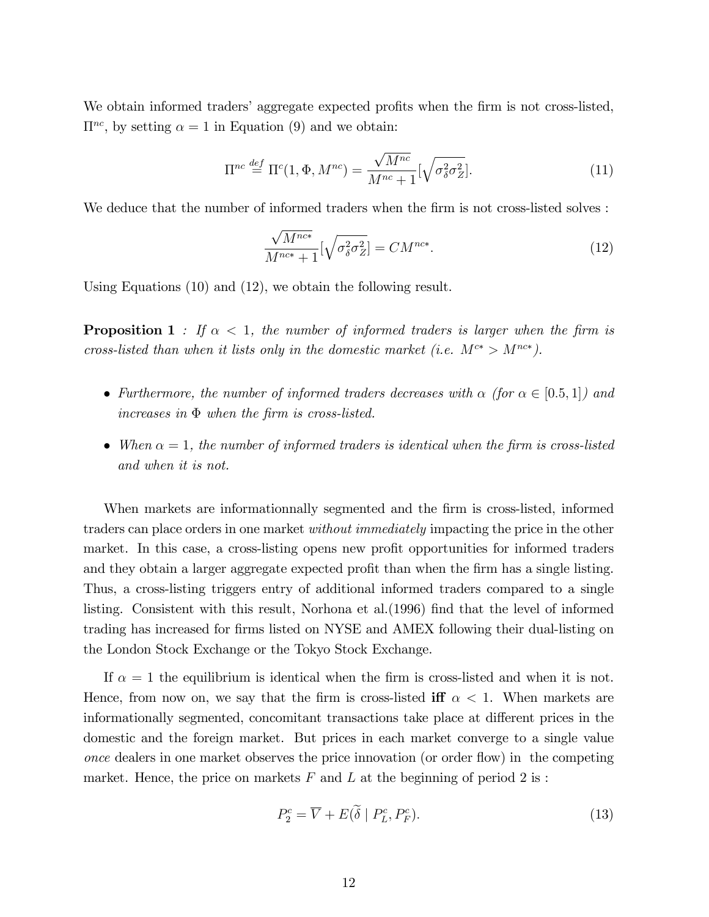We obtain informed traders' aggregate expected profits when the firm is not cross-listed, $\Pi^{nc}$, by setting $\alpha = 1$ in Equation (9) and we obtain:

$$\Pi^{nc} \overset{def}{=} \Pi^{c}(1, \Phi, M^{nc}) = \frac{\sqrt{M^{nc}}}{M^{nc}+1}[\sqrt{\sigma_{\delta}^{2}\sigma_{Z}^{2}}]. \tag{11}$$

We deduce that the number of informed traders when the firm is not cross-listed solves :

$$\frac{\sqrt{M^{nc*}}}{M^{nc*}+1}[\sqrt{\sigma_{\delta}^{2}\sigma_{Z}^{2}}] = CM^{nc*}. \tag{12}$$

Using Equations (10) and (12), we obtain the following result.

**Proposition 1** *: If $\alpha < 1$, the number of informed traders is larger when the firm is cross-listed than when it lists only in the domestic market (i.e. $M^{c*} > M^{nc*}$).*

- *Furthermore, the number of informed traders decreases with $\alpha$ (for $\alpha \in [0.5, 1]$) and increases in $\Phi$ when the firm is cross-listed.*
- *When $\alpha = 1$, the number of informed traders is identical when the firm is cross-listed and when it is not.*

When markets are informationnally segmented and the firm is cross-listed, informed traders can place orders in one market *without immediately* impacting the price in the other market. In this case, a cross-listing opens new profit opportunities for informed traders and they obtain a larger aggregate expected profit than when the firm has a single listing. Thus, a cross-listing triggers entry of additional informed traders compared to a single listing. Consistent with this result, Norhona et al.(1996) find that the level of informed trading has increased for firms listed on NYSE and AMEX following their dual-listing on the London Stock Exchange or the Tokyo Stock Exchange.

If $\alpha = 1$ the equilibrium is identical when the firm is cross-listed and when it is not. Hence, from now on, we say that the firm is cross-listed **iff** $\alpha < 1$. When markets are informationally segmented, concomitant transactions take place at different prices in the domestic and the foreign market. But prices in each market converge to a single value *once* dealers in one market observes the price innovation (or order flow) in the competing market. Hence, the price on markets $F$ and $L$ at the beginning of period 2 is :

$$P_{2}^{c} = \overline{V} + E(\widetilde{\delta} \mid P_{L}^{c}, P_{F}^{c}). \tag{13}$$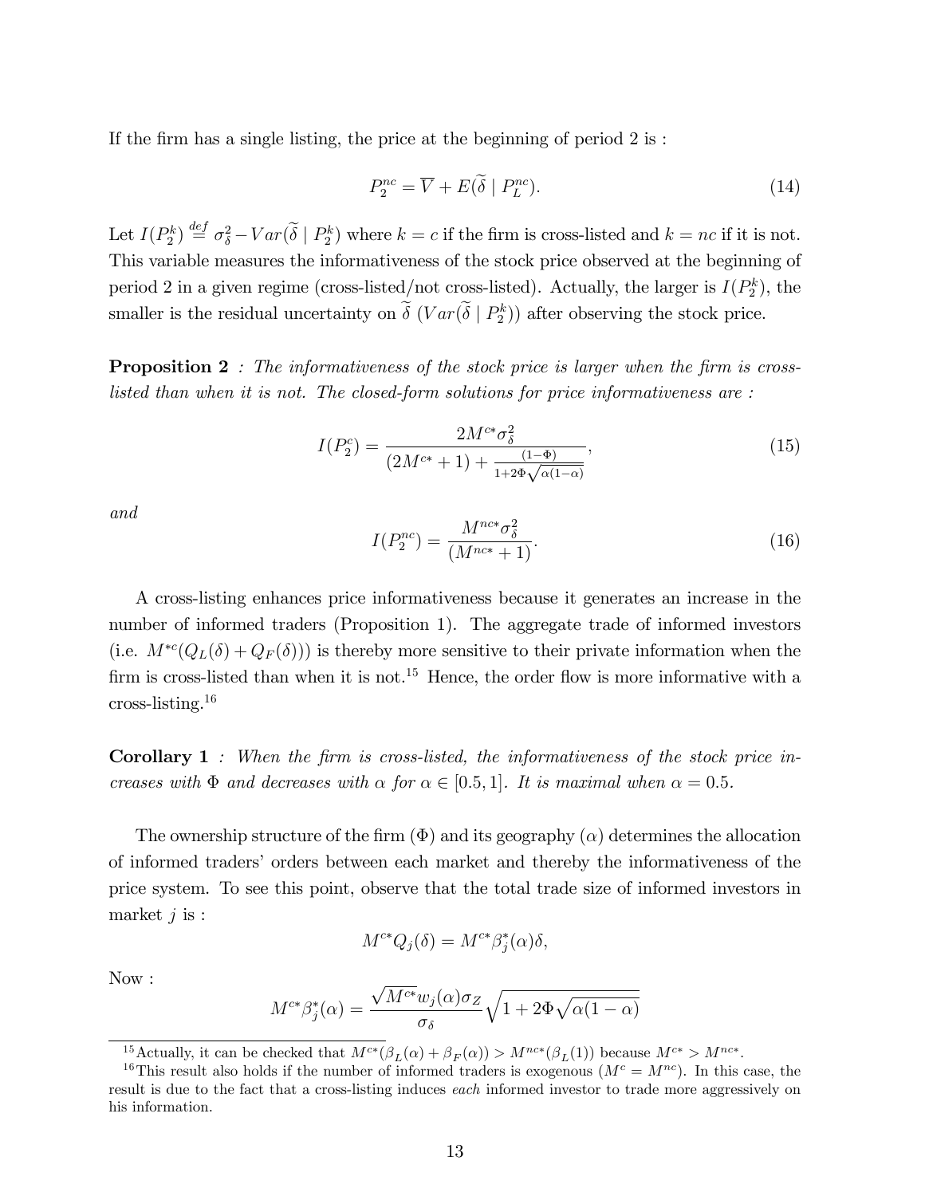If the firm has a single listing, the price at the beginning of period 2 is :

$$P_2^{nc} = \overline{V} + E(\widetilde{\delta} \mid P_L^{nc}). \tag{14}$$

Let $I(P_2^k) \stackrel{def}{=} \sigma_\delta^2 - Var(\widetilde{\delta} \mid P_2^k)$ where $k = c$ if the firm is cross-listed and $k = nc$ if it is not. This variable measures the informativeness of the stock price observed at the beginning of period 2 in a given regime (cross-listed/not cross-listed). Actually, the larger is $I(P_2^k)$, the smaller is the residual uncertainty on $\widetilde{\delta}$ ($Var(\widetilde{\delta} \mid P_2^k)$) after observing the stock price.

**Proposition 2** *: The informativeness of the stock price is larger when the firm is cross-listed than when it is not. The closed-form solutions for price informativeness are :*

$$I(P_2^c) = \frac{2M^{c*}\sigma_\delta^2}{(2M^{c*}+1) + \frac{(1-\Phi)}{1+2\Phi\sqrt{\alpha(1-\alpha)}}}, \tag{15}$$

*and*

$$I(P_2^{nc}) = \frac{M^{nc*}\sigma_\delta^2}{(M^{nc*}+1)}. \tag{16}$$

A cross-listing enhances price informativeness because it generates an increase in the number of informed traders (Proposition 1). The aggregate trade of informed investors (i.e. $M^{*c}(Q_L(\delta) + Q_F(\delta))$) is thereby more sensitive to their private information when the firm is cross-listed than when it is not.[15] Hence, the order flow is more informative with a cross-listing.[16]

**Corollary 1** *: When the firm is cross-listed, the informativeness of the stock price increases with $\Phi$ and decreases with $\alpha$ for $\alpha \in [0.5, 1]$. It is maximal when $\alpha = 0.5$.*

The ownership structure of the firm ($\Phi$) and its geography ($\alpha$) determines the allocation of informed traders' orders between each market and thereby the informativeness of the price system. To see this point, observe that the total trade size of informed investors in market $j$ is :

$$M^{c*}Q_j(\delta) = M^{c*}\beta_j^*(\alpha)\delta,$$

Now :

$$M^{c*}\beta_j^*(\alpha) = \frac{\sqrt{M^{c*}}w_j(\alpha)\sigma_Z}{\sigma_\delta}\sqrt{1+2\Phi\sqrt{\alpha(1-\alpha)}}$$

[15] Actually, it can be checked that $M^{c*}(\beta_L(\alpha) + \beta_F(\alpha)) > M^{nc*}(\beta_L(1))$ because $M^{c*} > M^{nc*}$.

[16] This result also holds if the number of informed traders is exogenous ($M^c = M^{nc}$). In this case, the result is due to the fact that a cross-listing induces *each* informed investor to trade more aggressively on his information.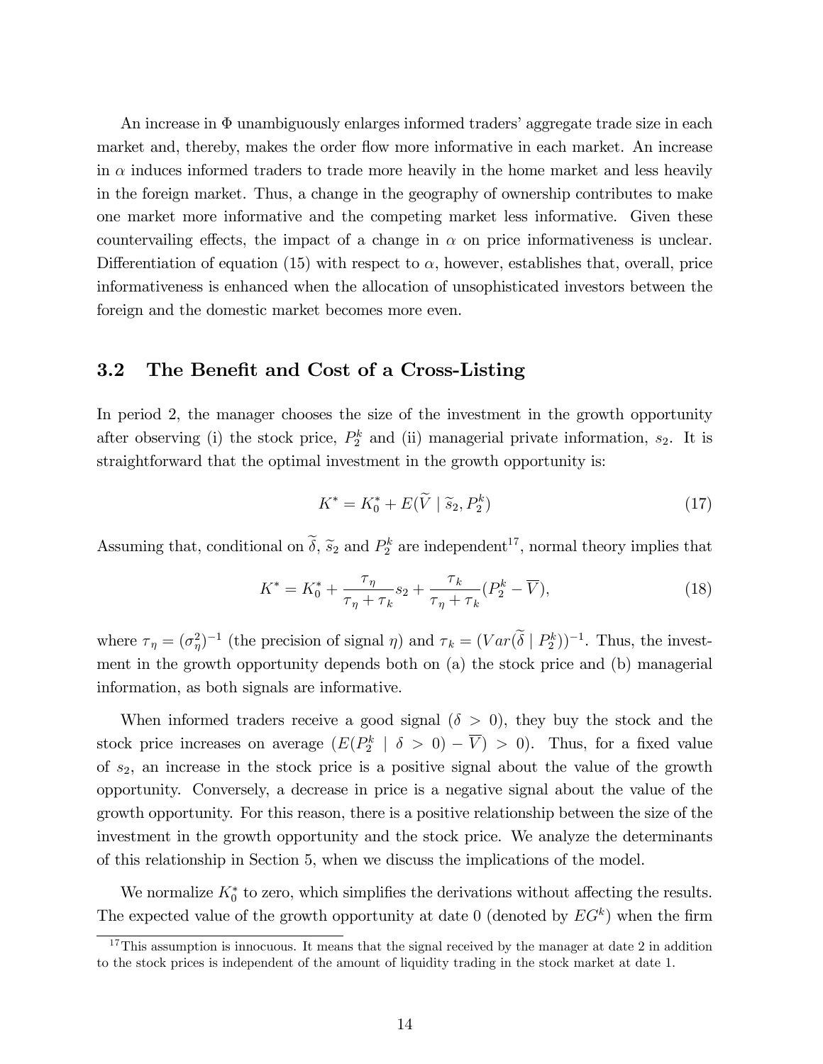An increase in $\Phi$ unambiguously enlarges informed traders' aggregate trade size in each market and, thereby, makes the order flow more informative in each market. An increase in $\alpha$ induces informed traders to trade more heavily in the home market and less heavily in the foreign market. Thus, a change in the geography of ownership contributes to make one market more informative and the competing market less informative. Given these countervailing effects, the impact of a change in $\alpha$ on price informativeness is unclear. Differentiation of equation (15) with respect to $\alpha$, however, establishes that, overall, price informativeness is enhanced when the allocation of unsophisticated investors between the foreign and the domestic market becomes more even.

## 3.2 The Benefit and Cost of a Cross-Listing

In period 2, the manager chooses the size of the investment in the growth opportunity after observing (i) the stock price, $P_2^k$ and (ii) managerial private information, $s_2$. It is straightforward that the optimal investment in the growth opportunity is:

$$K^* = K_0^* + E(\widetilde{V} \mid \widetilde{s}_2, P_2^k) \tag{17}$$

Assuming that, conditional on $\widetilde{\delta}$, $\widetilde{s}_2$ and $P_2^k$ are independent[17], normal theory implies that

$$K^* = K_0^* + \frac{\tau_\eta}{\tau_\eta + \tau_k} s_2 + \frac{\tau_k}{\tau_\eta + \tau_k}(P_2^k - \overline{V}), \tag{18}$$

where $\tau_\eta = (\sigma_\eta^2)^{-1}$ (the precision of signal $\eta$) and $\tau_k = (Var(\widetilde{\delta} \mid P_2^k))^{-1}$. Thus, the investment in the growth opportunity depends both on (a) the stock price and (b) managerial information, as both signals are informative.

When informed traders receive a good signal ($\delta > 0$), they buy the stock and the stock price increases on average ($E(P_2^k \mid \delta > 0) - \overline{V}) > 0$). Thus, for a fixed value of $s_2$, an increase in the stock price is a positive signal about the value of the growth opportunity. Conversely, a decrease in price is a negative signal about the value of the growth opportunity. For this reason, there is a positive relationship between the size of the investment in the growth opportunity and the stock price. We analyze the determinants of this relationship in Section 5, when we discuss the implications of the model.

We normalize $K_0^*$ to zero, which simplifies the derivations without affecting the results. The expected value of the growth opportunity at date 0 (denoted by $EG^k$) when the firm

[17] This assumption is innocuous. It means that the signal received by the manager at date 2 in addition to the stock prices is independent of the amount of liquidity trading in the stock market at date 1.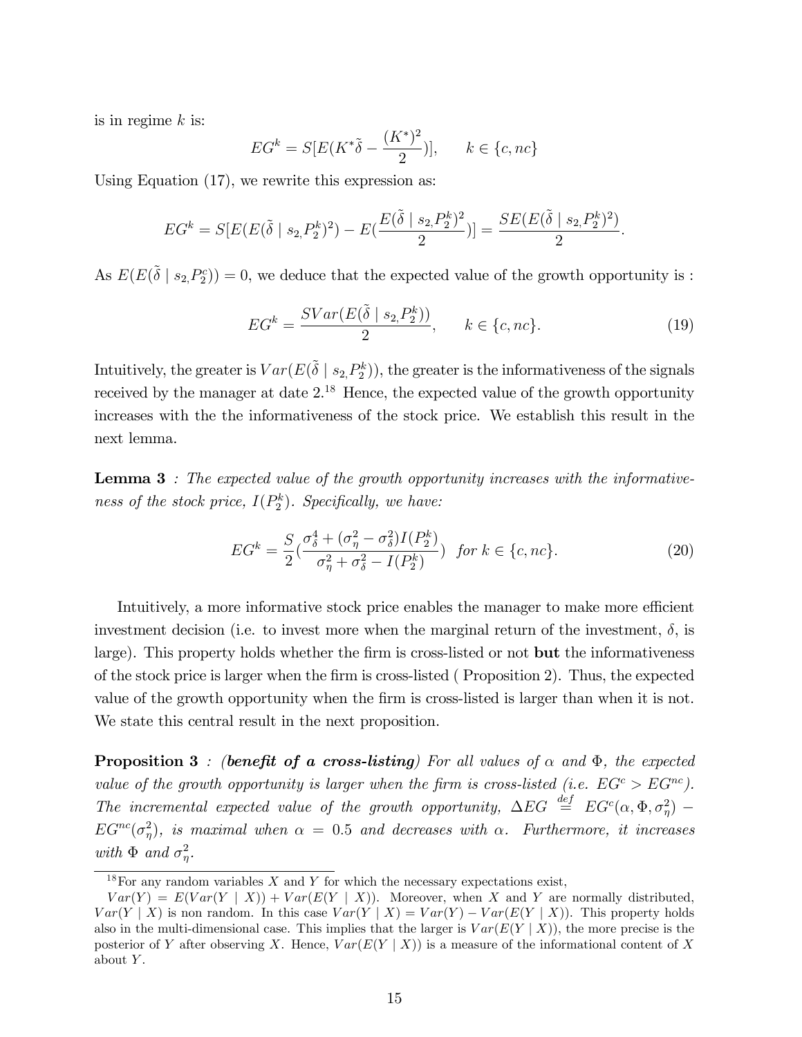is in regime $k$ is:

$$EG^k = S[E(K^*\tilde{\delta} - \frac{(K^*)^2}{2})], \qquad k \in \{c, nc\}$$

Using Equation (17), we rewrite this expression as:

$$EG^k = S[E(E(\tilde{\delta} \mid s_{2,} P_2^k)^2) - E(\frac{E(\tilde{\delta} \mid s_{2,} P_2^k)^2}{2})] = \frac{SE(E(\tilde{\delta} \mid s_{2,} P_2^k)^2)}{2}.$$

As $E(E(\tilde{\delta} \mid s_{2,} P_2^c)) = 0$, we deduce that the expected value of the growth opportunity is :

$$EG^k = \frac{SVar(E(\tilde{\delta} \mid s_{2,} P_2^k))}{2}, \qquad k \in \{c, nc\}. \tag{19}$$

Intuitively, the greater is $Var(E(\tilde{\delta} \mid s_{2,} P_2^k))$, the greater is the informativeness of the signals received by the manager at date 2.[18] Hence, the expected value of the growth opportunity increases with the the informativeness of the stock price. We establish this result in the next lemma.

**Lemma 3** *: The expected value of the growth opportunity increases with the informativeness of the stock price, $I(P_2^k)$. Specifically, we have:*

$$EG^k = \frac{S}{2}(\frac{\sigma_\delta^4 + (\sigma_\eta^2 - \sigma_\delta^2)I(P_2^k)}{\sigma_\eta^2 + \sigma_\delta^2 - I(P_2^k)}) \ \ \text{for } k \in \{c, nc\}. \tag{20}$$

Intuitively, a more informative stock price enables the manager to make more efficient investment decision (i.e. to invest more when the marginal return of the investment, $\delta$, is large). This property holds whether the firm is cross-listed or not **but** the informativeness of the stock price is larger when the firm is cross-listed ( Proposition 2). Thus, the expected value of the growth opportunity when the firm is cross-listed is larger than when it is not. We state this central result in the next proposition.

**Proposition 3** *: **(benefit of a cross-listing)** For all values of $\alpha$ and $\Phi$, the expected value of the growth opportunity is larger when the firm is cross-listed (i.e. $EG^c > EG^{nc}$). The incremental expected value of the growth opportunity, $\Delta EG \overset{def}{=} EG^c(\alpha, \Phi, \sigma_\eta^2) - EG^{nc}(\sigma_\eta^2)$, is maximal when $\alpha = 0.5$ and decreases with $\alpha$. Furthermore, it increases with $\Phi$ and $\sigma_\eta^2$.*

---

[18] For any random variables $X$ and $Y$ for which the necessary expectations exist, $Var(Y) = E(Var(Y \mid X)) + Var(E(Y \mid X))$. Moreover, when $X$ and $Y$ are normally distributed, $Var(Y \mid X)$ is non random. In this case $Var(Y \mid X) = Var(Y) - Var(E(Y \mid X))$. This property holds also in the multi-dimensional case. This implies that the larger is $Var(E(Y \mid X))$, the more precise is the posterior of $Y$ after observing $X$. Hence, $Var(E(Y \mid X))$ is a measure of the informational content of $X$ about $Y$.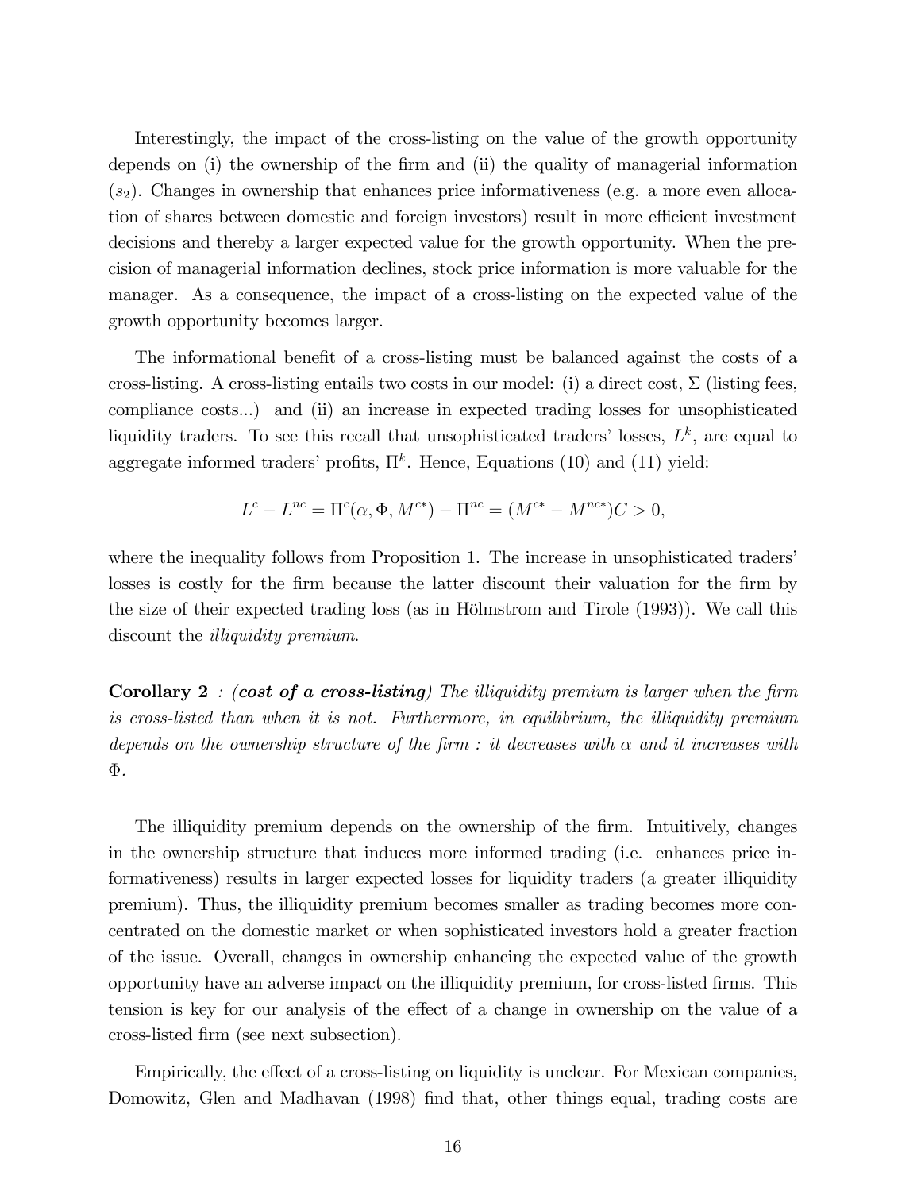Interestingly, the impact of the cross-listing on the value of the growth opportunity depends on (i) the ownership of the firm and (ii) the quality of managerial information ($s_2$). Changes in ownership that enhances price informativeness (e.g. a more even allocation of shares between domestic and foreign investors) result in more efficient investment decisions and thereby a larger expected value for the growth opportunity. When the precision of managerial information declines, stock price information is more valuable for the manager. As a consequence, the impact of a cross-listing on the expected value of the growth opportunity becomes larger.

The informational benefit of a cross-listing must be balanced against the costs of a cross-listing. A cross-listing entails two costs in our model: (i) a direct cost, $\Sigma$ (listing fees, compliance costs...) and (ii) an increase in expected trading losses for unsophisticated liquidity traders. To see this recall that unsophisticated traders' losses, $L^k$, are equal to aggregate informed traders' profits, $\Pi^k$. Hence, Equations (10) and (11) yield:

$$L^c - L^{nc} = \Pi^c(\alpha, \Phi, M^{c*}) - \Pi^{nc} = (M^{c*} - M^{nc*})C > 0,$$

where the inequality follows from Proposition 1. The increase in unsophisticated traders' losses is costly for the firm because the latter discount their valuation for the firm by the size of their expected trading loss (as in Hölmstrom and Tirole (1993)). We call this discount the *illiquidity premium*.

**Corollary 2** *: (**cost of a cross-listing**) The illiquidity premium is larger when the firm is cross-listed than when it is not. Furthermore, in equilibrium, the illiquidity premium depends on the ownership structure of the firm : it decreases with $\alpha$ and it increases with $\Phi$.*

The illiquidity premium depends on the ownership of the firm. Intuitively, changes in the ownership structure that induces more informed trading (i.e. enhances price informativeness) results in larger expected losses for liquidity traders (a greater illiquidity premium). Thus, the illiquidity premium becomes smaller as trading becomes more concentrated on the domestic market or when sophisticated investors hold a greater fraction of the issue. Overall, changes in ownership enhancing the expected value of the growth opportunity have an adverse impact on the illiquidity premium, for cross-listed firms. This tension is key for our analysis of the effect of a change in ownership on the value of a cross-listed firm (see next subsection).

Empirically, the effect of a cross-listing on liquidity is unclear. For Mexican companies, Domowitz, Glen and Madhavan (1998) find that, other things equal, trading costs are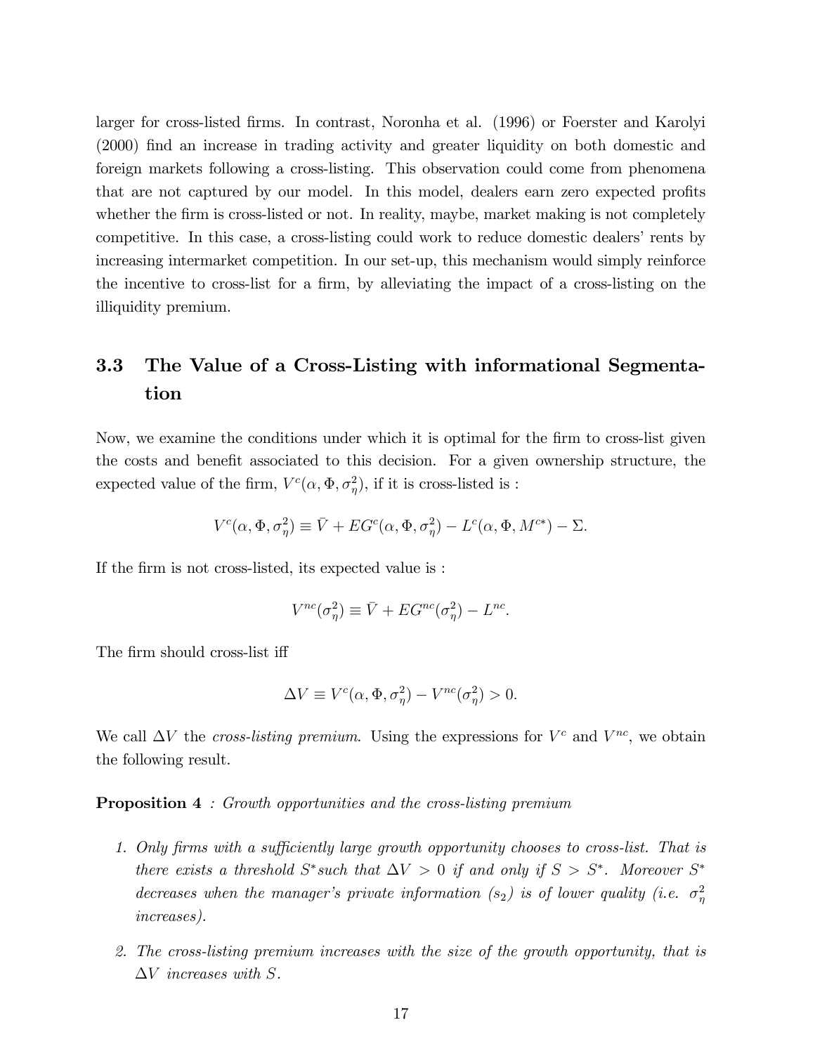larger for cross-listed firms. In contrast, Noronha et al. (1996) or Foerster and Karolyi (2000) find an increase in trading activity and greater liquidity on both domestic and foreign markets following a cross-listing. This observation could come from phenomena that are not captured by our model. In this model, dealers earn zero expected profits whether the firm is cross-listed or not. In reality, maybe, market making is not completely competitive. In this case, a cross-listing could work to reduce domestic dealers' rents by increasing intermarket competition. In our set-up, this mechanism would simply reinforce the incentive to cross-list for a firm, by alleviating the impact of a cross-listing on the illiquidity premium.

## 3.3 The Value of a Cross-Listing with informational Segmentation

Now, we examine the conditions under which it is optimal for the firm to cross-list given the costs and benefit associated to this decision. For a given ownership structure, the expected value of the firm, $V^c(\alpha, \Phi, \sigma_\eta^2)$, if it is cross-listed is :

$$V^c(\alpha, \Phi, \sigma_\eta^2) \equiv \bar{V} + EG^c(\alpha, \Phi, \sigma_\eta^2) - L^c(\alpha, \Phi, M^{c*}) - \Sigma.$$

If the firm is not cross-listed, its expected value is :

$$V^{nc}(\sigma_\eta^2) \equiv \bar{V} + EG^{nc}(\sigma_\eta^2) - L^{nc}.$$

The firm should cross-list iff

$$\Delta V \equiv V^c(\alpha, \Phi, \sigma_\eta^2) - V^{nc}(\sigma_\eta^2) > 0.$$

We call $\Delta V$ the *cross-listing premium*. Using the expressions for $V^c$ and $V^{nc}$, we obtain the following result.

**Proposition 4** *: Growth opportunities and the cross-listing premium*

1. *Only firms with a sufficiently large growth opportunity chooses to cross-list. That is there exists a threshold $S^*$such that $\Delta V > 0$ if and only if $S > S^*$. Moreover $S^*$ decreases when the manager's private information ($s_2$) is of lower quality (i.e. $\sigma_\eta^2$ increases).*

2. *The cross-listing premium increases with the size of the growth opportunity, that is $\Delta V$ increases with $S$.*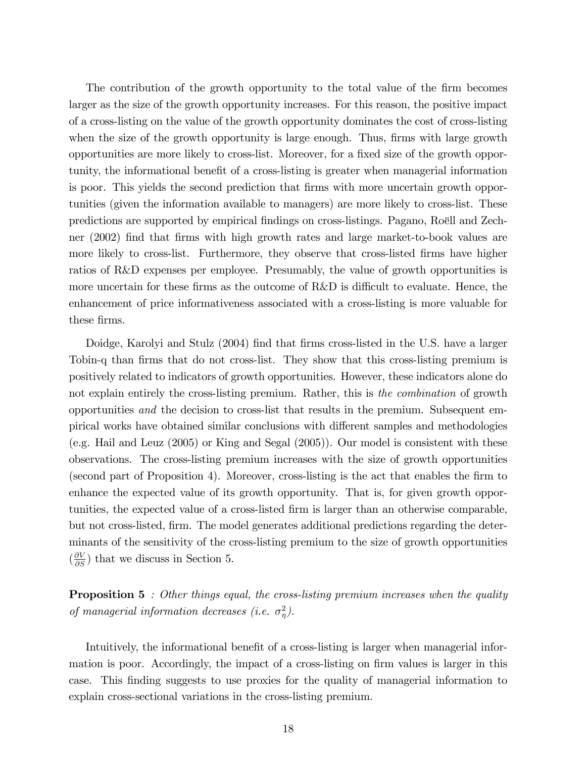The contribution of the growth opportunity to the total value of the firm becomes larger as the size of the growth opportunity increases. For this reason, the positive impact of a cross-listing on the value of the growth opportunity dominates the cost of cross-listing when the size of the growth opportunity is large enough. Thus, firms with large growth opportunities are more likely to cross-list. Moreover, for a fixed size of the growth opportunity, the informational benefit of a cross-listing is greater when managerial information is poor. This yields the second prediction that firms with more uncertain growth opportunities (given the information available to managers) are more likely to cross-list. These predictions are supported by empirical findings on cross-listings. Pagano, Roëll and Zechner (2002) find that firms with high growth rates and large market-to-book values are more likely to cross-list. Furthermore, they observe that cross-listed firms have higher ratios of R&D expenses per employee. Presumably, the value of growth opportunities is more uncertain for these firms as the outcome of R&D is difficult to evaluate. Hence, the enhancement of price informativeness associated with a cross-listing is more valuable for these firms.

Doidge, Karolyi and Stulz (2004) find that firms cross-listed in the U.S. have a larger Tobin-q than firms that do not cross-list. They show that this cross-listing premium is positively related to indicators of growth opportunities. However, these indicators alone do not explain entirely the cross-listing premium. Rather, this is *the combination* of growth opportunities *and* the decision to cross-list that results in the premium. Subsequent empirical works have obtained similar conclusions with different samples and methodologies (e.g. Hail and Leuz (2005) or King and Segal (2005)). Our model is consistent with these observations. The cross-listing premium increases with the size of growth opportunities (second part of Proposition 4). Moreover, cross-listing is the act that enables the firm to enhance the expected value of its growth opportunity. That is, for given growth opportunities, the expected value of a cross-listed firm is larger than an otherwise comparable, but not cross-listed, firm. The model generates additional predictions regarding the determinants of the sensitivity of the cross-listing premium to the size of growth opportunities ($\frac{\partial V}{\partial S}$) that we discuss in Section 5.

**Proposition 5** *: Other things equal, the cross-listing premium increases when the quality of managerial information decreases (i.e.* $\sigma_\eta^2$*).*

Intuitively, the informational benefit of a cross-listing is larger when managerial information is poor. Accordingly, the impact of a cross-listing on firm values is larger in this case. This finding suggests to use proxies for the quality of managerial information to explain cross-sectional variations in the cross-listing premium.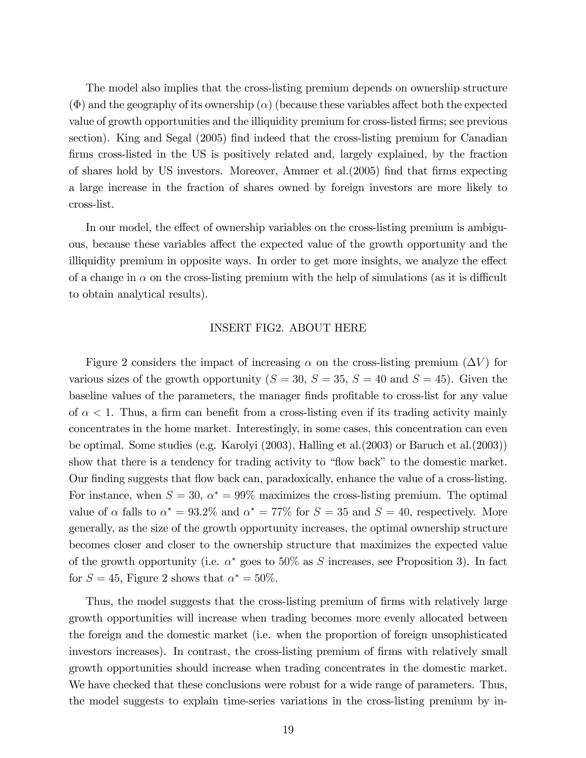The model also implies that the cross-listing premium depends on ownership structure ($\Phi$) and the geography of its ownership ($\alpha$) (because these variables affect both the expected value of growth opportunities and the illiquidity premium for cross-listed firms; see previous section). King and Segal (2005) find indeed that the cross-listing premium for Canadian firms cross-listed in the US is positively related and, largely explained, by the fraction of shares hold by US investors. Moreover, Ammer et al.(2005) find that firms expecting a large increase in the fraction of shares owned by foreign investors are more likely to cross-list.

In our model, the effect of ownership variables on the cross-listing premium is ambiguous, because these variables affect the expected value of the growth opportunity and the illiquidity premium in opposite ways. In order to get more insights, we analyze the effect of a change in $\alpha$ on the cross-listing premium with the help of simulations (as it is difficult to obtain analytical results).

INSERT FIG2. ABOUT HERE

Figure 2 considers the impact of increasing $\alpha$ on the cross-listing premium ($\Delta V$) for various sizes of the growth opportunity ($S = 30$, $S = 35$, $S = 40$ and $S = 45$). Given the baseline values of the parameters, the manager finds profitable to cross-list for any value of $\alpha < 1$. Thus, a firm can benefit from a cross-listing even if its trading activity mainly concentrates in the home market. Interestingly, in some cases, this concentration can even be optimal. Some studies (e.g. Karolyi (2003), Halling et al.(2003) or Baruch et al.(2003)) show that there is a tendency for trading activity to "flow back" to the domestic market. Our finding suggests that flow back can, paradoxically, enhance the value of a cross-listing. For instance, when $S = 30$, $\alpha^* = 99\%$ maximizes the cross-listing premium. The optimal value of $\alpha$ falls to $\alpha^* = 93.2\%$ and $\alpha^* = 77\%$ for $S = 35$ and $S = 40$, respectively. More generally, as the size of the growth opportunity increases, the optimal ownership structure becomes closer and closer to the ownership structure that maximizes the expected value of the growth opportunity (i.e. $\alpha^*$ goes to 50% as $S$ increases, see Proposition 3). In fact for $S = 45$, Figure 2 shows that $\alpha^* = 50\%$.

Thus, the model suggests that the cross-listing premium of firms with relatively large growth opportunities will increase when trading becomes more evenly allocated between the foreign and the domestic market (i.e. when the proportion of foreign unsophisticated investors increases). In contrast, the cross-listing premium of firms with relatively small growth opportunities should increase when trading concentrates in the domestic market. We have checked that these conclusions were robust for a wide range of parameters. Thus, the model suggests to explain time-series variations in the cross-listing premium by in-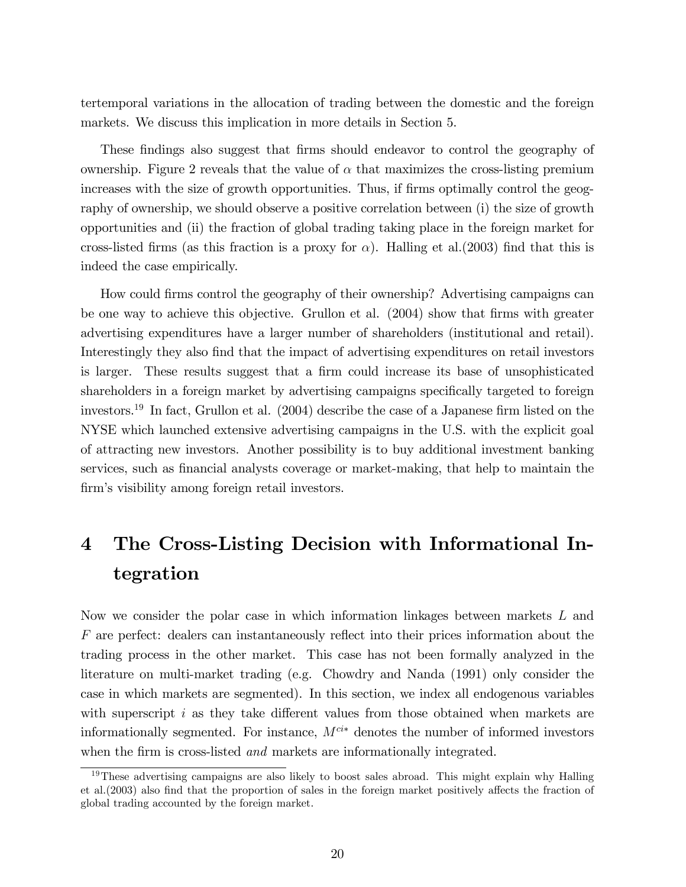tertemporal variations in the allocation of trading between the domestic and the foreign markets. We discuss this implication in more details in Section 5.

These findings also suggest that firms should endeavor to control the geography of ownership. Figure 2 reveals that the value of $\alpha$ that maximizes the cross-listing premium increases with the size of growth opportunities. Thus, if firms optimally control the geography of ownership, we should observe a positive correlation between (i) the size of growth opportunities and (ii) the fraction of global trading taking place in the foreign market for cross-listed firms (as this fraction is a proxy for $\alpha$). Halling et al.(2003) find that this is indeed the case empirically.

How could firms control the geography of their ownership? Advertising campaigns can be one way to achieve this objective. Grullon et al. (2004) show that firms with greater advertising expenditures have a larger number of shareholders (institutional and retail). Interestingly they also find that the impact of advertising expenditures on retail investors is larger. These results suggest that a firm could increase its base of unsophisticated shareholders in a foreign market by advertising campaigns specifically targeted to foreign investors.[19] In fact, Grullon et al. (2004) describe the case of a Japanese firm listed on the NYSE which launched extensive advertising campaigns in the U.S. with the explicit goal of attracting new investors. Another possibility is to buy additional investment banking services, such as financial analysts coverage or market-making, that help to maintain the firm's visibility among foreign retail investors.

# 4 The Cross-Listing Decision with Informational Integration

Now we consider the polar case in which information linkages between markets $L$ and $F$ are perfect: dealers can instantaneously reflect into their prices information about the trading process in the other market. This case has not been formally analyzed in the literature on multi-market trading (e.g. Chowdry and Nanda (1991) only consider the case in which markets are segmented). In this section, we index all endogenous variables with superscript $i$ as they take different values from those obtained when markets are informationally segmented. For instance, $M^{ci*}$ denotes the number of informed investors when the firm is cross-listed *and* markets are informationally integrated.

[19] These advertising campaigns are also likely to boost sales abroad. This might explain why Halling et al.(2003) also find that the proportion of sales in the foreign market positively affects the fraction of global trading accounted by the foreign market.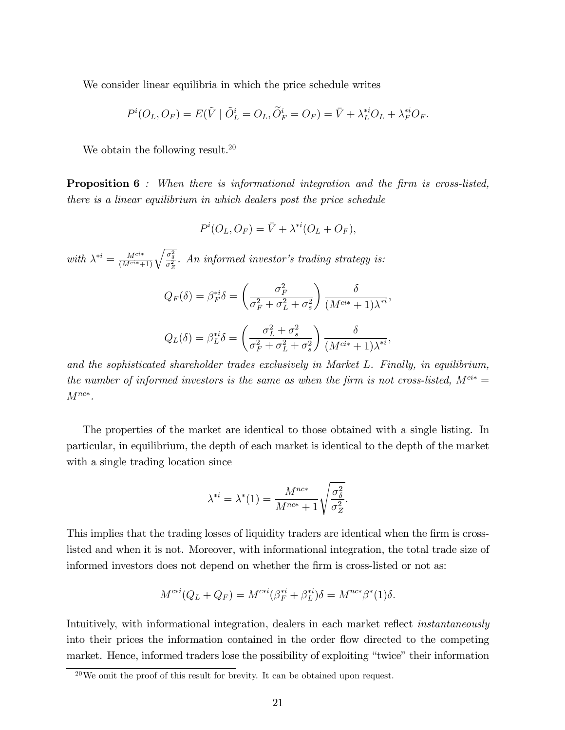We consider linear equilibria in which the price schedule writes

$$P^i(O_L, O_F) = E(\tilde{V} \mid \widetilde{O}^i_L = O_L, \widetilde{O}^i_F = O_F) = \bar{V} + \lambda^{*i}_L O_L + \lambda^{*i}_F O_F.$$

We obtain the following result.[20]

**Proposition 6** *: When there is informational integration and the firm is cross-listed, there is a linear equilibrium in which dealers post the price schedule*

$$P^i(O_L, O_F) = \bar{V} + \lambda^{*i}(O_L + O_F),$$

*with* $\lambda^{*i} = \frac{M^{ci*}}{(M^{ci*}+1)}\sqrt{\frac{\sigma^2_\delta}{\sigma^2_Z}}$*. An informed investor's trading strategy is:*

$$Q_F(\delta) = \beta^{*i}_F \delta = \left(\frac{\sigma^2_F}{\sigma^2_F + \sigma^2_L + \sigma^2_s}\right) \frac{\delta}{(M^{ci*}+1)\lambda^{*i}},$$

$$Q_L(\delta) = \beta^{*i}_L \delta = \left(\frac{\sigma^2_L + \sigma^2_s}{\sigma^2_F + \sigma^2_L + \sigma^2_s}\right) \frac{\delta}{(M^{ci*}+1)\lambda^{*i}},$$

*and the sophisticated shareholder trades exclusively in Market L. Finally, in equilibrium, the number of informed investors is the same as when the firm is not cross-listed,* $M^{ci*} = M^{nc*}$*.*

The properties of the market are identical to those obtained with a single listing. In particular, in equilibrium, the depth of each market is identical to the depth of the market with a single trading location since

$$\lambda^{*i} = \lambda^*(1) = \frac{M^{nc*}}{M^{nc*}+1}\sqrt{\frac{\sigma^2_\delta}{\sigma^2_Z}}.$$

This implies that the trading losses of liquidity traders are identical when the firm is cross-listed and when it is not. Moreover, with informational integration, the total trade size of informed investors does not depend on whether the firm is cross-listed or not as:

$$M^{c*i}(Q_L + Q_F) = M^{c*i}(\beta^{*i}_F + \beta^{*i}_L)\delta = M^{nc*}\beta^*(1)\delta.$$

Intuitively, with informational integration, dealers in each market reflect *instantaneously* into their prices the information contained in the order flow directed to the competing market. Hence, informed traders lose the possibility of exploiting "twice" their information

[20] We omit the proof of this result for brevity. It can be obtained upon request.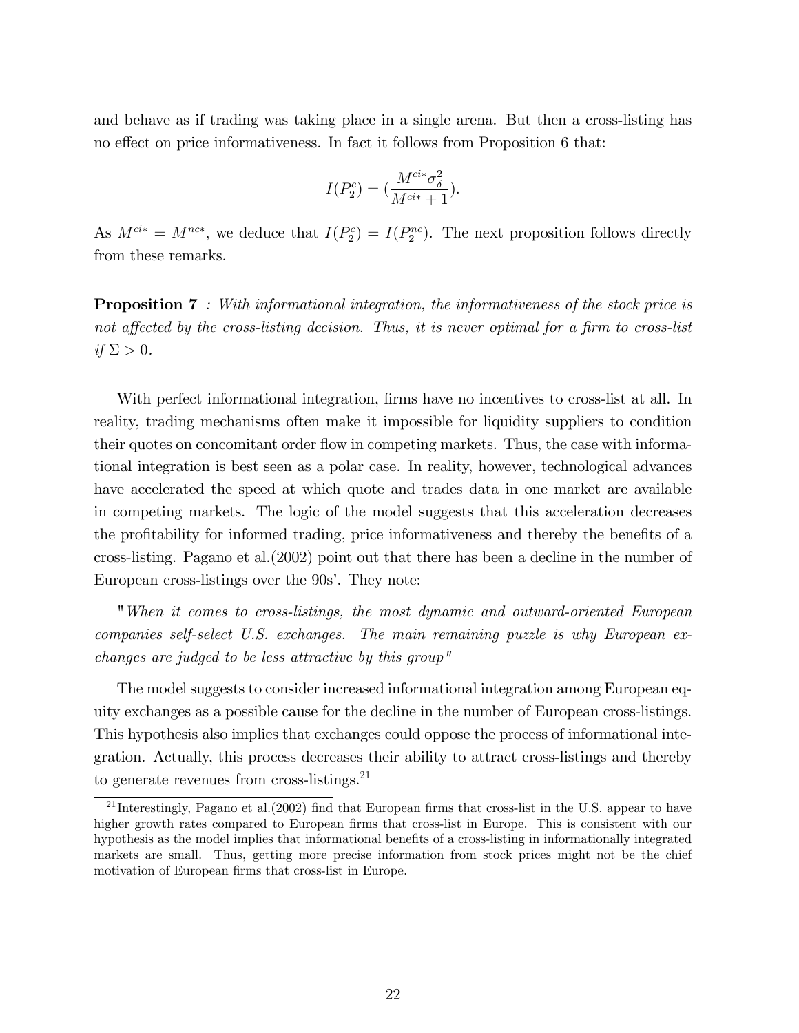and behave as if trading was taking place in a single arena. But then a cross-listing has no effect on price informativeness. In fact it follows from Proposition 6 that:

$$I(P_2^c) = (\frac{M^{ci*}\sigma_\delta^2}{M^{ci*}+1}).$$

As $M^{ci*} = M^{nc*}$, we deduce that $I(P_2^c) = I(P_2^{nc})$. The next proposition follows directly from these remarks.

**Proposition 7** *: With informational integration, the informativeness of the stock price is not affected by the cross-listing decision. Thus, it is never optimal for a firm to cross-list if* $\Sigma > 0$.

With perfect informational integration, firms have no incentives to cross-list at all. In reality, trading mechanisms often make it impossible for liquidity suppliers to condition their quotes on concomitant order flow in competing markets. Thus, the case with informational integration is best seen as a polar case. In reality, however, technological advances have accelerated the speed at which quote and trades data in one market are available in competing markets. The logic of the model suggests that this acceleration decreases the profitability for informed trading, price informativeness and thereby the benefits of a cross-listing. Pagano et al.(2002) point out that there has been a decline in the number of European cross-listings over the 90s'. They note:

"*When it comes to cross-listings, the most dynamic and outward-oriented European companies self-select U.S. exchanges. The main remaining puzzle is why European exchanges are judged to be less attractive by this group*"

The model suggests to consider increased informational integration among European equity exchanges as a possible cause for the decline in the number of European cross-listings. This hypothesis also implies that exchanges could oppose the process of informational integration. Actually, this process decreases their ability to attract cross-listings and thereby to generate revenues from cross-listings.[21]

[21] Interestingly, Pagano et al.(2002) find that European firms that cross-list in the U.S. appear to have higher growth rates compared to European firms that cross-list in Europe. This is consistent with our hypothesis as the model implies that informational benefits of a cross-listing in informationally integrated markets are small. Thus, getting more precise information from stock prices might not be the chief motivation of European firms that cross-list in Europe.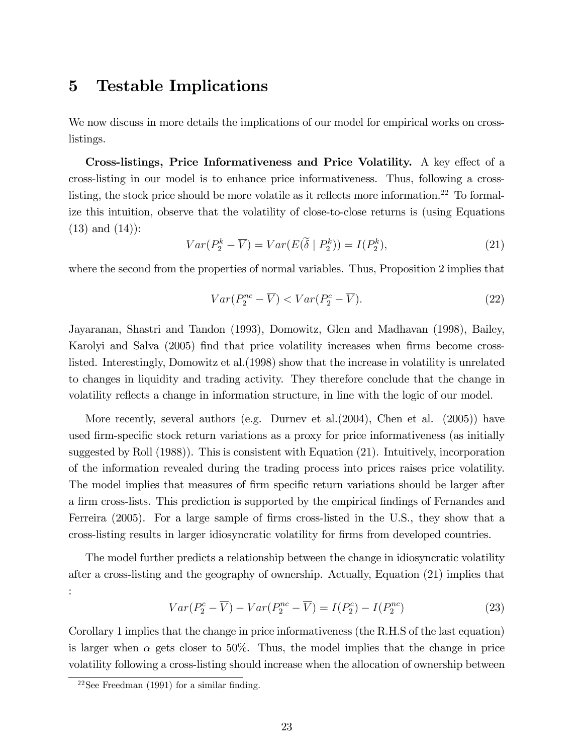# 5 Testable Implications

We now discuss in more details the implications of our model for empirical works on cross-listings.

**Cross-listings, Price Informativeness and Price Volatility.** A key effect of a cross-listing in our model is to enhance price informativeness. Thus, following a cross-listing, the stock price should be more volatile as it reflects more information.[22] To formalize this intuition, observe that the volatility of close-to-close returns is (using Equations (13) and (14)):

$$Var(P_2^k - \overline{V}) = Var(E(\widetilde{\delta} \mid P_2^k)) = I(P_2^k), \tag{21}$$

where the second from the properties of normal variables. Thus, Proposition 2 implies that

$$Var(P_2^{nc} - \overline{V}) < Var(P_2^c - \overline{V}). \tag{22}$$

Jayaranan, Shastri and Tandon (1993), Domowitz, Glen and Madhavan (1998), Bailey, Karolyi and Salva (2005) find that price volatility increases when firms become cross-listed. Interestingly, Domowitz et al.(1998) show that the increase in volatility is unrelated to changes in liquidity and trading activity. They therefore conclude that the change in volatility reflects a change in information structure, in line with the logic of our model.

More recently, several authors (e.g. Durnev et al.(2004), Chen et al. (2005)) have used firm-specific stock return variations as a proxy for price informativeness (as initially suggested by Roll (1988)). This is consistent with Equation (21). Intuitively, incorporation of the information revealed during the trading process into prices raises price volatility. The model implies that measures of firm specific return variations should be larger after a firm cross-lists. This prediction is supported by the empirical findings of Fernandes and Ferreira (2005). For a large sample of firms cross-listed in the U.S., they show that a cross-listing results in larger idiosyncratic volatility for firms from developed countries.

The model further predicts a relationship between the change in idiosyncratic volatility after a cross-listing and the geography of ownership. Actually, Equation (21) implies that :

$$Var(P_2^c - \overline{V}) - Var(P_2^{nc} - \overline{V}) = I(P_2^c) - I(P_2^{nc}) \tag{23}$$

Corollary 1 implies that the change in price informativeness (the R.H.S of the last equation) is larger when $\alpha$ gets closer to 50%. Thus, the model implies that the change in price volatility following a cross-listing should increase when the allocation of ownership between

[22] See Freedman (1991) for a similar finding.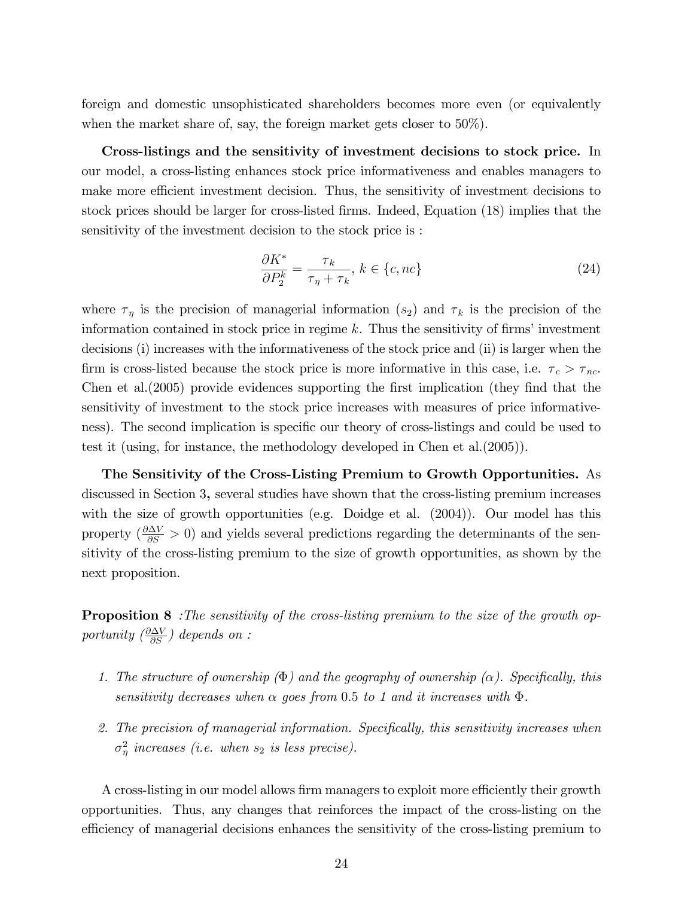foreign and domestic unsophisticated shareholders becomes more even (or equivalently when the market share of, say, the foreign market gets closer to 50%).

**Cross-listings and the sensitivity of investment decisions to stock price.** In our model, a cross-listing enhances stock price informativeness and enables managers to make more efficient investment decision. Thus, the sensitivity of investment decisions to stock prices should be larger for cross-listed firms. Indeed, Equation (18) implies that the sensitivity of the investment decision to the stock price is :

$$\frac{\partial K^*}{\partial P_2^k} = \frac{\tau_k}{\tau_\eta + \tau_k},\ k \in \{c, nc\} \tag{24}$$

where $\tau_\eta$ is the precision of managerial information ($s_2$) and $\tau_k$ is the precision of the information contained in stock price in regime $k$. Thus the sensitivity of firms' investment decisions (i) increases with the informativeness of the stock price and (ii) is larger when the firm is cross-listed because the stock price is more informative in this case, i.e. $\tau_c > \tau_{nc}$. Chen et al.(2005) provide evidences supporting the first implication (they find that the sensitivity of investment to the stock price increases with measures of price informativeness). The second implication is specific our theory of cross-listings and could be used to test it (using, for instance, the methodology developed in Chen et al.(2005)).

**The Sensitivity of the Cross-Listing Premium to Growth Opportunities.** As discussed in Section 3**,** several studies have shown that the cross-listing premium increases with the size of growth opportunities (e.g. Doidge et al. (2004)). Our model has this property ($\frac{\partial \Delta V}{\partial S} > 0$) and yields several predictions regarding the determinants of the sensitivity of the cross-listing premium to the size of growth opportunities, as shown by the next proposition.

**Proposition 8** *:The sensitivity of the cross-listing premium to the size of the growth opportunity ($\frac{\partial \Delta V}{\partial S}$) depends on :*

1. *The structure of ownership ($\Phi$) and the geography of ownership ($\alpha$). Specifically, this sensitivity decreases when $\alpha$ goes from 0.5 to 1 and it increases with $\Phi$.*
2. *The precision of managerial information. Specifically, this sensitivity increases when $\sigma_\eta^2$ increases (i.e. when $s_2$ is less precise).*

A cross-listing in our model allows firm managers to exploit more efficiently their growth opportunities. Thus, any changes that reinforces the impact of the cross-listing on the efficiency of managerial decisions enhances the sensitivity of the cross-listing premium to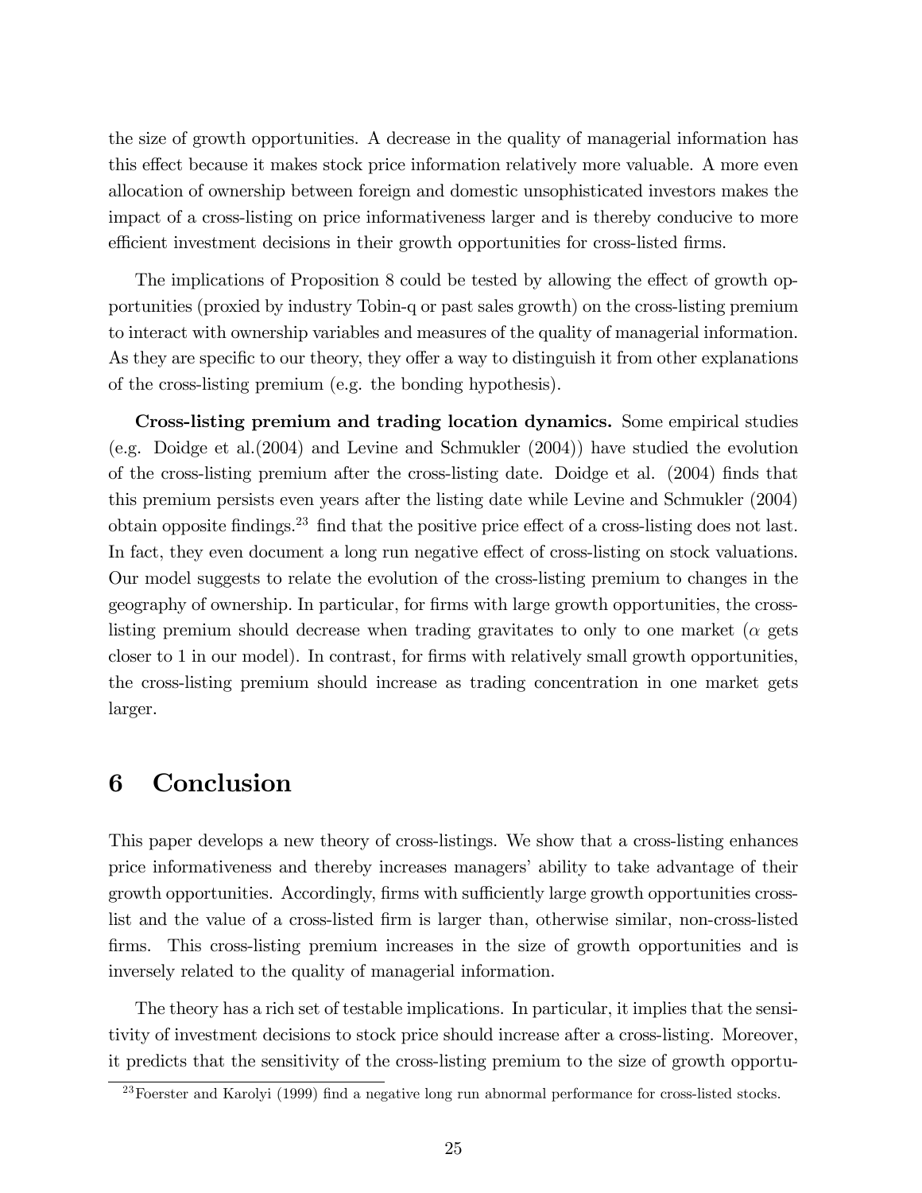the size of growth opportunities. A decrease in the quality of managerial information has this effect because it makes stock price information relatively more valuable. A more even allocation of ownership between foreign and domestic unsophisticated investors makes the impact of a cross-listing on price informativeness larger and is thereby conducive to more efficient investment decisions in their growth opportunities for cross-listed firms.

The implications of Proposition 8 could be tested by allowing the effect of growth opportunities (proxied by industry Tobin-q or past sales growth) on the cross-listing premium to interact with ownership variables and measures of the quality of managerial information. As they are specific to our theory, they offer a way to distinguish it from other explanations of the cross-listing premium (e.g. the bonding hypothesis).

**Cross-listing premium and trading location dynamics.** Some empirical studies (e.g. Doidge et al.(2004) and Levine and Schmukler (2004)) have studied the evolution of the cross-listing premium after the cross-listing date. Doidge et al. (2004) finds that this premium persists even years after the listing date while Levine and Schmukler (2004) obtain opposite findings.[23] find that the positive price effect of a cross-listing does not last. In fact, they even document a long run negative effect of cross-listing on stock valuations. Our model suggests to relate the evolution of the cross-listing premium to changes in the geography of ownership. In particular, for firms with large growth opportunities, the cross-listing premium should decrease when trading gravitates to only to one market ($\alpha$ gets closer to 1 in our model). In contrast, for firms with relatively small growth opportunities, the cross-listing premium should increase as trading concentration in one market gets larger.

# 6 Conclusion

This paper develops a new theory of cross-listings. We show that a cross-listing enhances price informativeness and thereby increases managers' ability to take advantage of their growth opportunities. Accordingly, firms with sufficiently large growth opportunities cross-list and the value of a cross-listed firm is larger than, otherwise similar, non-cross-listed firms. This cross-listing premium increases in the size of growth opportunities and is inversely related to the quality of managerial information.

The theory has a rich set of testable implications. In particular, it implies that the sensitivity of investment decisions to stock price should increase after a cross-listing. Moreover, it predicts that the sensitivity of the cross-listing premium to the size of growth opportu-

[23] Foerster and Karolyi (1999) find a negative long run abnormal performance for cross-listed stocks.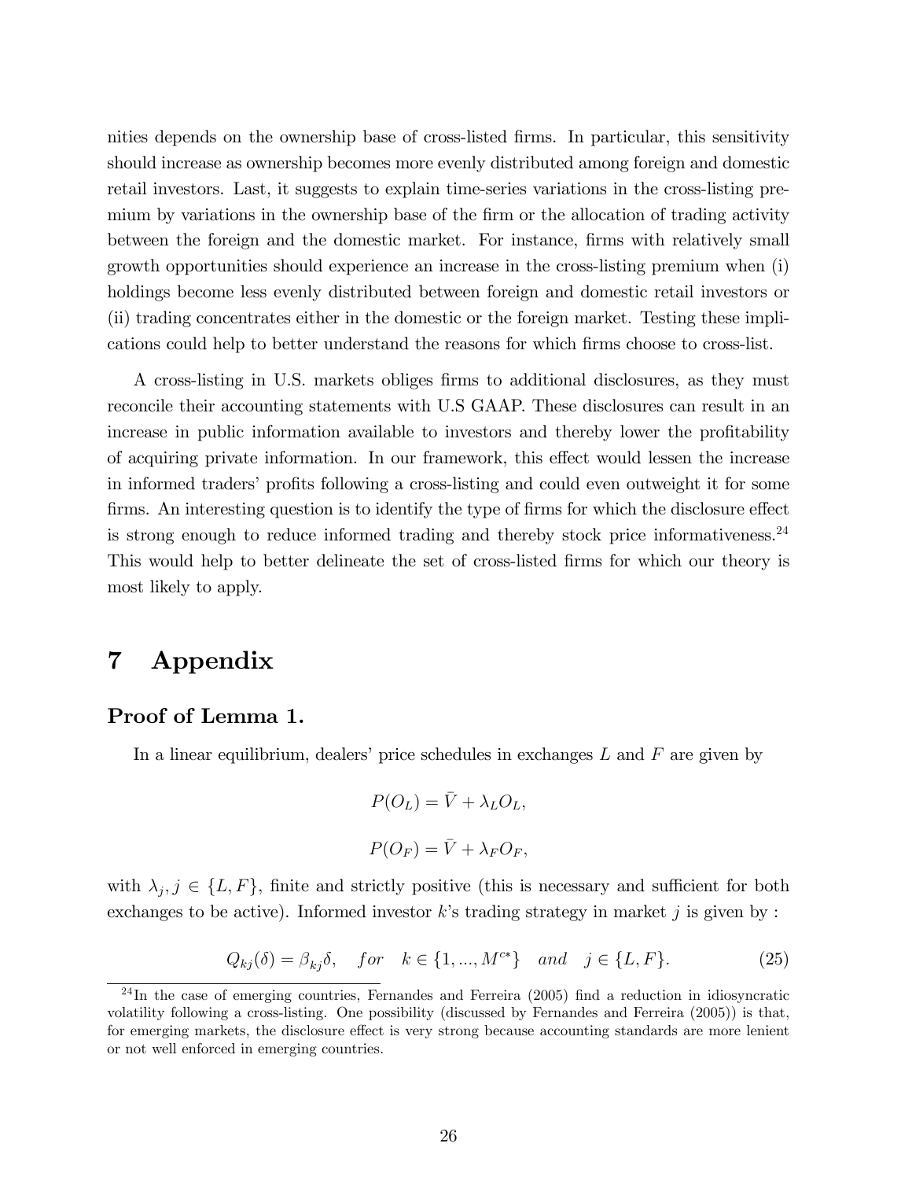nities depends on the ownership base of cross-listed firms. In particular, this sensitivity should increase as ownership becomes more evenly distributed among foreign and domestic retail investors. Last, it suggests to explain time-series variations in the cross-listing premium by variations in the ownership base of the firm or the allocation of trading activity between the foreign and the domestic market. For instance, firms with relatively small growth opportunities should experience an increase in the cross-listing premium when (i) holdings become less evenly distributed between foreign and domestic retail investors or (ii) trading concentrates either in the domestic or the foreign market. Testing these implications could help to better understand the reasons for which firms choose to cross-list.

A cross-listing in U.S. markets obliges firms to additional disclosures, as they must reconcile their accounting statements with U.S GAAP. These disclosures can result in an increase in public information available to investors and thereby lower the profitability of acquiring private information. In our framework, this effect would lessen the increase in informed traders' profits following a cross-listing and could even outweight it for some firms. An interesting question is to identify the type of firms for which the disclosure effect is strong enough to reduce informed trading and thereby stock price informativeness.[24] This would help to better delineate the set of cross-listed firms for which our theory is most likely to apply.

# 7 Appendix

### Proof of Lemma 1.

In a linear equilibrium, dealers' price schedules in exchanges $L$ and $F$ are given by

$$P(O_L) = \bar{V} + \lambda_L O_L,$$

$$P(O_F) = \bar{V} + \lambda_F O_F,$$

with $\lambda_j, j \in \{L, F\}$, finite and strictly positive (this is necessary and sufficient for both exchanges to be active). Informed investor $k$'s trading strategy in market $j$ is given by :

$$Q_{kj}(\delta) = \beta_{kj}\delta, \quad for \quad k \in \{1, ..., M^{c*}\} \quad and \quad j \in \{L, F\}. \tag{25}$$

[24] In the case of emerging countries, Fernandes and Ferreira (2005) find a reduction in idiosyncratic volatility following a cross-listing. One possibility (discussed by Fernandes and Ferreira (2005)) is that, for emerging markets, the disclosure effect is very strong because accounting standards are more lenient or not well enforced in emerging countries.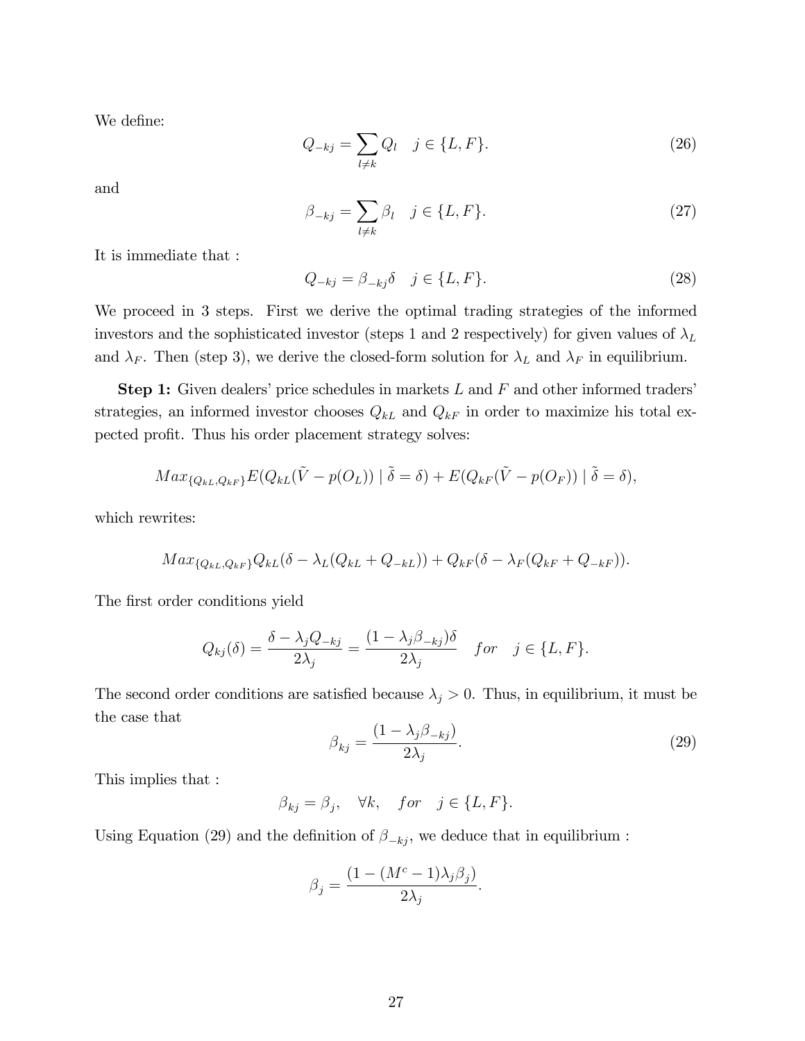We define:

$$Q_{-kj} = \sum_{l \neq k} Q_l \quad j \in \{L, F\}. \tag{26}$$

and

$$\beta_{-kj} = \sum_{l \neq k} \beta_l \quad j \in \{L, F\}. \tag{27}$$

It is immediate that :

$$Q_{-kj} = \beta_{-kj}\delta \quad j \in \{L, F\}. \tag{28}$$

We proceed in 3 steps. First we derive the optimal trading strategies of the informed investors and the sophisticated investor (steps 1 and 2 respectively) for given values of $\lambda_L$ and $\lambda_F$. Then (step 3), we derive the closed-form solution for $\lambda_L$ and $\lambda_F$ in equilibrium.

**Step 1:** Given dealers' price schedules in markets $L$ and $F$ and other informed traders' strategies, an informed investor chooses $Q_{kL}$ and $Q_{kF}$ in order to maximize his total expected profit. Thus his order placement strategy solves:

$$Max_{\{Q_{kL},Q_{kF}\}} E(Q_{kL}(\tilde{V} - p(O_L)) \mid \tilde{\delta} = \delta) + E(Q_{kF}(\tilde{V} - p(O_F)) \mid \tilde{\delta} = \delta),$$

which rewrites:

$$Max_{\{Q_{kL},Q_{kF}\}} Q_{kL}(\delta - \lambda_L(Q_{kL} + Q_{-kL})) + Q_{kF}(\delta - \lambda_F(Q_{kF} + Q_{-kF})).$$

The first order conditions yield

$$Q_{kj}(\delta) = \frac{\delta - \lambda_j Q_{-kj}}{2\lambda_j} = \frac{(1 - \lambda_j \beta_{-kj})\delta}{2\lambda_j} \quad for \quad j \in \{L, F\}.$$

The second order conditions are satisfied because $\lambda_j > 0$. Thus, in equilibrium, it must be the case that

$$\beta_{kj} = \frac{(1 - \lambda_j \beta_{-kj})}{2\lambda_j}. \tag{29}$$

This implies that :

$$\beta_{kj} = \beta_j, \quad \forall k, \quad for \quad j \in \{L, F\}.$$

Using Equation (29) and the definition of $\beta_{-kj}$, we deduce that in equilibrium :

$$\beta_j = \frac{(1 - (M^c - 1)\lambda_j \beta_j)}{2\lambda_j}.$$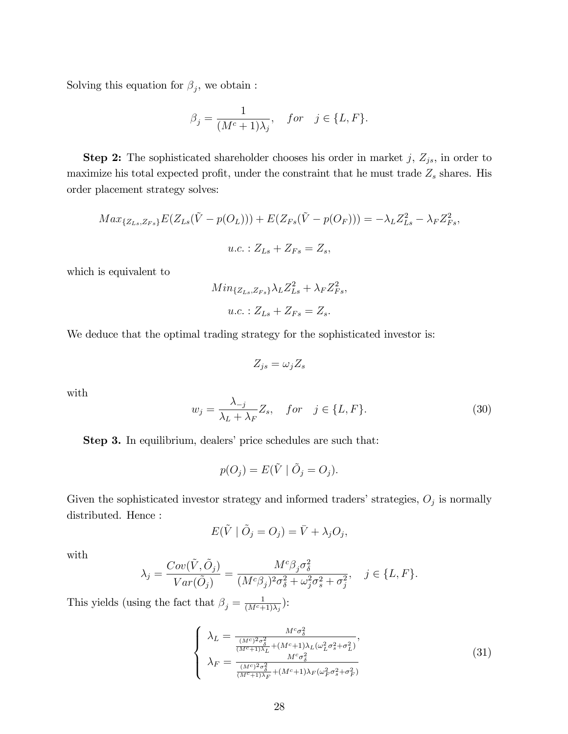Solving this equation for $\beta_j$, we obtain :

$$\beta_j = \frac{1}{(M^c+1)\lambda_j}, \quad for \quad j \in \{L, F\}.$$

**Step 2:** The sophisticated shareholder chooses his order in market $j$, $Z_{js}$, in order to maximize his total expected profit, under the constraint that he must trade $Z_s$ shares. His order placement strategy solves:

$$Max_{\{Z_{Ls}, Z_{Fs}\}} E(Z_{Ls}(\tilde{V} - p(O_L))) + E(Z_{Fs}(\tilde{V} - p(O_F))) = -\lambda_L Z_{Ls}^2 - \lambda_F Z_{Fs}^2,$$

$$u.c. : Z_{Ls} + Z_{Fs} = Z_s,$$

which is equivalent to

$$Min_{\{Z_{Ls}, Z_{Fs}\}} \lambda_L Z_{Ls}^2 + \lambda_F Z_{Fs}^2,$$

$$u.c. : Z_{Ls} + Z_{Fs} = Z_s.$$

We deduce that the optimal trading strategy for the sophisticated investor is:

$$Z_{js} = \omega_j Z_s$$

with

$$w_j = \frac{\lambda_{-j}}{\lambda_L + \lambda_F} Z_s, \quad for \quad j \in \{L, F\}. \tag{30}$$

**Step 3.** In equilibrium, dealers' price schedules are such that:

$$p(O_j) = E(\tilde{V} \mid \tilde{O}_j = O_j).$$

Given the sophisticated investor strategy and informed traders' strategies, $O_j$ is normally distributed. Hence :

$$E(\tilde{V} \mid \tilde{O}_j = O_j) = \bar{V} + \lambda_j O_j,$$

with

$$\lambda_j = \frac{Cov(\tilde{V}, \tilde{O}_j)}{Var(\tilde{O}_j)} = \frac{M^c \beta_j \sigma_\delta^2}{(M^c \beta_j)^2 \sigma_\delta^2 + \omega_j^2 \sigma_s^2 + \sigma_j^2}, \quad j \in \{L, F\}.$$

This yields (using the fact that $\beta_j = \frac{1}{(M^c+1)\lambda_j}$):

$$\begin{cases} \lambda_L = \frac{M^c \sigma_\delta^2}{\frac{(M^c)^2 \sigma_\delta^2}{(M^c+1)\lambda_L} + (M^c+1)\lambda_L(\omega_L^2 \sigma_s^2 + \sigma_L^2)}, \\ \lambda_F = \frac{M^c \sigma_\delta^2}{\frac{(M^c)^2 \sigma_\delta^2}{(M^c+1)\lambda_F} + (M^c+1)\lambda_F(\omega_F^2 \sigma_s^2 + \sigma_F^2)} \end{cases} \tag{31}$$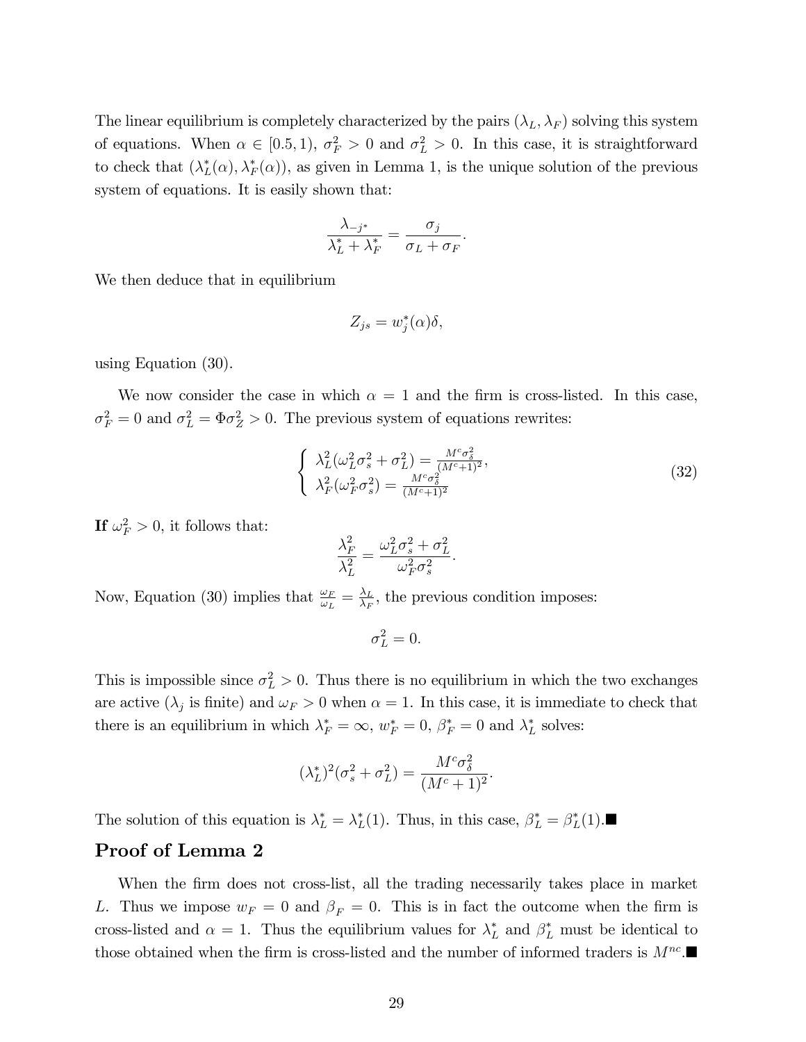The linear equilibrium is completely characterized by the pairs $(\lambda_L, \lambda_F)$ solving this system of equations. When $\alpha \in [0.5, 1)$, $\sigma_F^2 > 0$ and $\sigma_L^2 > 0$. In this case, it is straightforward to check that $(\lambda_L^*(\alpha), \lambda_F^*(\alpha))$, as given in Lemma 1, is the unique solution of the previous system of equations. It is easily shown that:

$$\frac{\lambda_{-j^*}}{\lambda_L^* + \lambda_F^*} = \frac{\sigma_j}{\sigma_L + \sigma_F}.$$

We then deduce that in equilibrium

$$Z_{js} = w_j^*(\alpha)\delta,$$

using Equation (30).

We now consider the case in which $\alpha = 1$ and the firm is cross-listed. In this case, $\sigma_F^2 = 0$ and $\sigma_L^2 = \Phi\sigma_Z^2 > 0$. The previous system of equations rewrites:

$$\begin{cases} \lambda_L^2(\omega_L^2\sigma_s^2 + \sigma_L^2) = \frac{M^c\sigma_\delta^2}{(M^c+1)^2}, \\ \lambda_F^2(\omega_F^2\sigma_s^2) = \frac{M^c\sigma_\delta^2}{(M^c+1)^2} \end{cases} \tag{32}$$

**If** $\omega_F^2 > 0$, it follows that:

$$\frac{\lambda_F^2}{\lambda_L^2} = \frac{\omega_L^2\sigma_s^2 + \sigma_L^2}{\omega_F^2\sigma_s^2}.$$

Now, Equation (30) implies that $\frac{\omega_F}{\omega_L} = \frac{\lambda_L}{\lambda_F}$, the previous condition imposes:

$$\sigma_L^2 = 0.$$

This is impossible since $\sigma_L^2 > 0$. Thus there is no equilibrium in which the two exchanges are active ($\lambda_j$ is finite) and $\omega_F > 0$ when $\alpha = 1$. In this case, it is immediate to check that there is an equilibrium in which $\lambda_F^* = \infty$, $w_F^* = 0$, $\beta_F^* = 0$ and $\lambda_L^*$ solves:

$$(\lambda_L^*)^2(\sigma_s^2 + \sigma_L^2) = \frac{M^c\sigma_\delta^2}{(M^c+1)^2}.$$

The solution of this equation is $\lambda_L^* = \lambda_L^*(1)$. Thus, in this case, $\beta_L^* = \beta_L^*(1)$.■

## Proof of Lemma 2

When the firm does not cross-list, all the trading necessarily takes place in market $L$. Thus we impose $w_F = 0$ and $\beta_F = 0$. This is in fact the outcome when the firm is cross-listed and $\alpha = 1$. Thus the equilibrium values for $\lambda_L^*$ and $\beta_L^*$ must be identical to those obtained when the firm is cross-listed and the number of informed traders is $M^{nc}$.■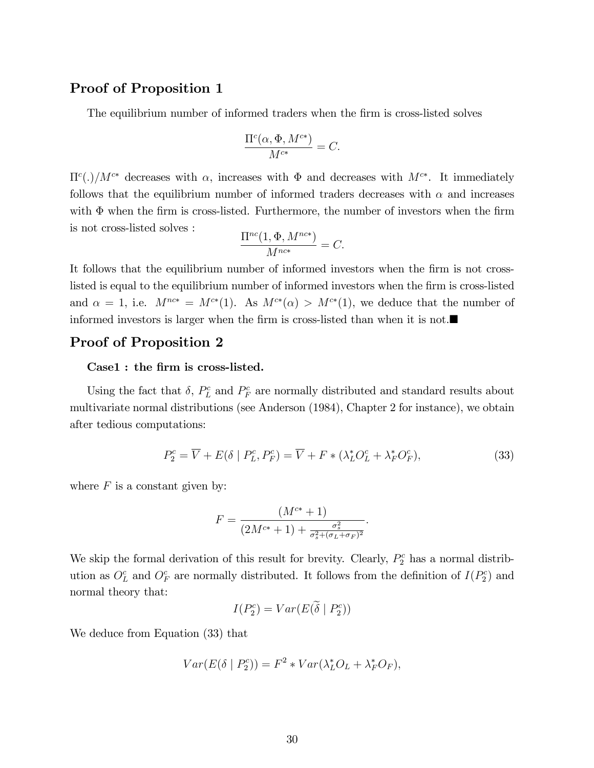## Proof of Proposition 1

The equilibrium number of informed traders when the firm is cross-listed solves

$$\frac{\Pi^c(\alpha, \Phi, M^{c*})}{M^{c*}} = C.$$

$\Pi^c(.)/M^{c*}$ decreases with $\alpha$, increases with $\Phi$ and decreases with $M^{c*}$. It immediately follows that the equilibrium number of informed traders decreases with $\alpha$ and increases with $\Phi$ when the firm is cross-listed. Furthermore, the number of investors when the firm is not cross-listed solves :

$$\frac{\Pi^{nc}(1, \Phi, M^{nc*})}{M^{nc*}} = C.$$

It follows that the equilibrium number of informed investors when the firm is not cross-listed is equal to the equilibrium number of informed investors when the firm is cross-listed and $\alpha = 1$, i.e. $M^{nc*} = M^{c*}(1)$. As $M^{c*}(\alpha) > M^{c*}(1)$, we deduce that the number of informed investors is larger when the firm is cross-listed than when it is not.■

## Proof of Proposition 2

**Case1 : the firm is cross-listed.**

Using the fact that $\delta$, $P_L^c$ and $P_F^c$ are normally distributed and standard results about multivariate normal distributions (see Anderson (1984), Chapter 2 for instance), we obtain after tedious computations:

$$P_2^c = \overline{V} + E(\delta \mid P_L^c, P_F^c) = \overline{V} + F * (\lambda_L^* O_L^c + \lambda_F^* O_F^c), \tag{33}$$

where $F$ is a constant given by:

$$F = \frac{(M^{c*} + 1)}{(2M^{c*} + 1) + \frac{\sigma_s^2}{\sigma_s^2 + (\sigma_L + \sigma_F)^2}}.$$

We skip the formal derivation of this result for brevity. Clearly, $P_2^c$ has a normal distribution as $O_L^c$ and $O_F^c$ are normally distributed. It follows from the definition of $I(P_2^c)$ and normal theory that:

$$I(P_2^c) = Var(E(\widetilde{\delta} \mid P_2^c))$$

We deduce from Equation (33) that

$$Var(E(\delta \mid P_2^c)) = F^2 * Var(\lambda_L^* O_L + \lambda_F^* O_F),$$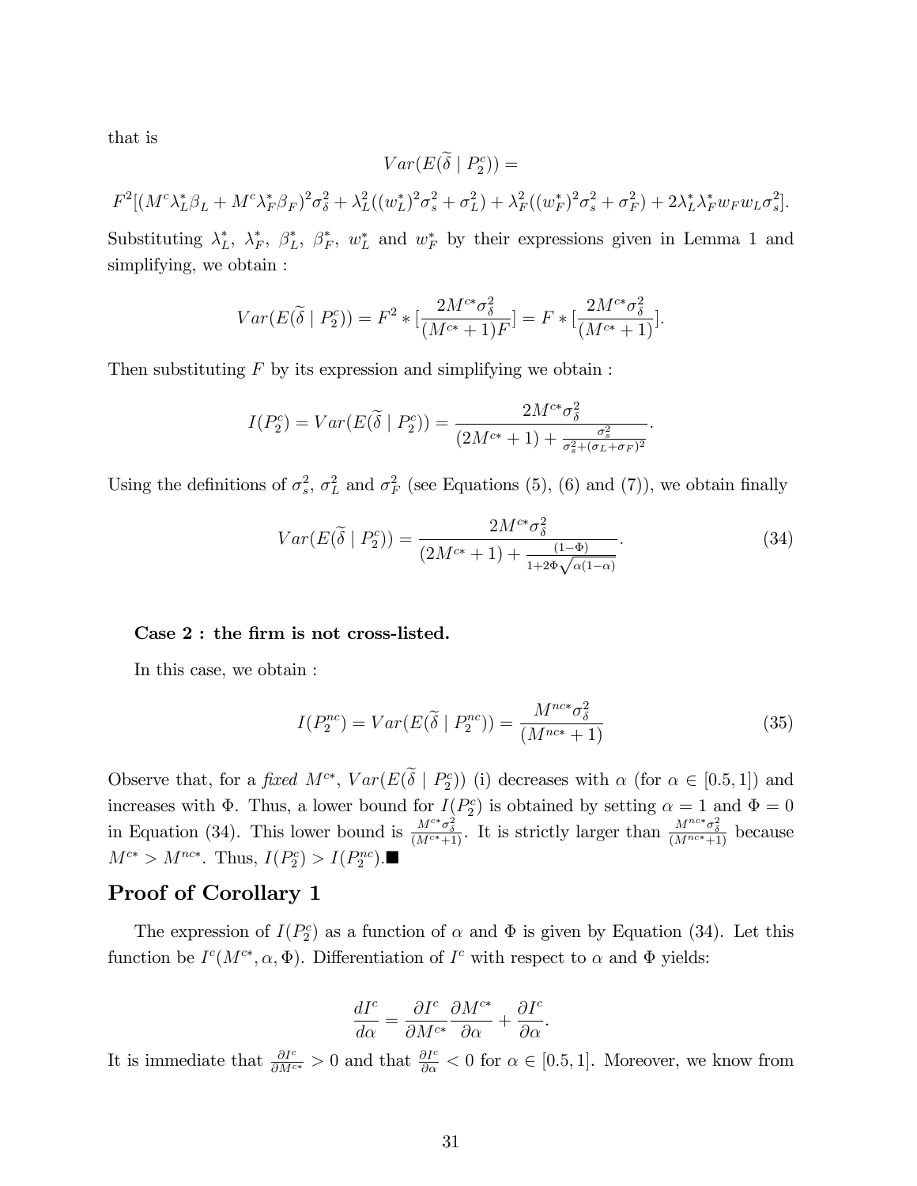that is

$$Var(E(\widetilde{\delta} \mid P_2^c)) =$$

$$F^2[(M^c\lambda_L^*\beta_L + M^c\lambda_F^*\beta_F)^2\sigma_\delta^2 + \lambda_L^2((w_L^*)^2\sigma_s^2 + \sigma_L^2) + \lambda_F^2((w_F^*)^2\sigma_s^2 + \sigma_F^2) + 2\lambda_L^*\lambda_F^* w_F w_L \sigma_s^2].$$

Substituting $\lambda_L^*$, $\lambda_F^*$, $\beta_L^*$, $\beta_F^*$, $w_L^*$ and $w_F^*$ by their expressions given in Lemma 1 and simplifying, we obtain :

$$Var(E(\widetilde{\delta} \mid P_2^c)) = F^2 * [\frac{2M^{c*}\sigma_\delta^2}{(M^{c*}+1)F}] = F * [\frac{2M^{c*}\sigma_\delta^2}{(M^{c*}+1)}].$$

Then substituting $F$ by its expression and simplifying we obtain :

$$I(P_2^c) = Var(E(\widetilde{\delta} \mid P_2^c)) = \frac{2M^{c*}\sigma_\delta^2}{(2M^{c*}+1) + \frac{\sigma_s^2}{\sigma_s^2 + (\sigma_L + \sigma_F)^2}}.$$

Using the definitions of $\sigma_s^2$, $\sigma_L^2$ and $\sigma_F^2$ (see Equations (5), (6) and (7)), we obtain finally

$$Var(E(\widetilde{\delta} \mid P_2^c)) = \frac{2M^{c*}\sigma_\delta^2}{(2M^{c*}+1) + \frac{(1-\Phi)}{1+2\Phi\sqrt{\alpha(1-\alpha)}}}. \tag{34}$$

**Case 2 : the firm is not cross-listed.**

In this case, we obtain :

$$I(P_2^{nc}) = Var(E(\widetilde{\delta} \mid P_2^{nc})) = \frac{M^{nc*}\sigma_\delta^2}{(M^{nc*}+1)} \tag{35}$$

Observe that, for a *fixed* $M^{c*}$, $Var(E(\widetilde{\delta} \mid P_2^c))$ (i) decreases with $\alpha$ (for $\alpha \in [0.5, 1]$) and increases with $\Phi$. Thus, a lower bound for $I(P_2^c)$ is obtained by setting $\alpha = 1$ and $\Phi = 0$ in Equation (34). This lower bound is $\frac{M^{c*}\sigma_\delta^2}{(M^{c*}+1)}$. It is strictly larger than $\frac{M^{nc*}\sigma_\delta^2}{(M^{nc*}+1)}$ because $M^{c*} > M^{nc*}$. Thus, $I(P_2^c) > I(P_2^{nc})$.■

## Proof of Corollary 1

The expression of $I(P_2^c)$ as a function of $\alpha$ and $\Phi$ is given by Equation (34). Let this function be $I^c(M^{c*}, \alpha, \Phi)$. Differentiation of $I^c$ with respect to $\alpha$ and $\Phi$ yields:

$$\frac{dI^c}{d\alpha} = \frac{\partial I^c}{\partial M^{c*}}\frac{\partial M^{c*}}{\partial \alpha} + \frac{\partial I^c}{\partial \alpha}.$$

It is immediate that $\frac{\partial I^c}{\partial M^{c*}} > 0$ and that $\frac{\partial I^c}{\partial \alpha} < 0$ for $\alpha \in [0.5, 1]$. Moreover, we know from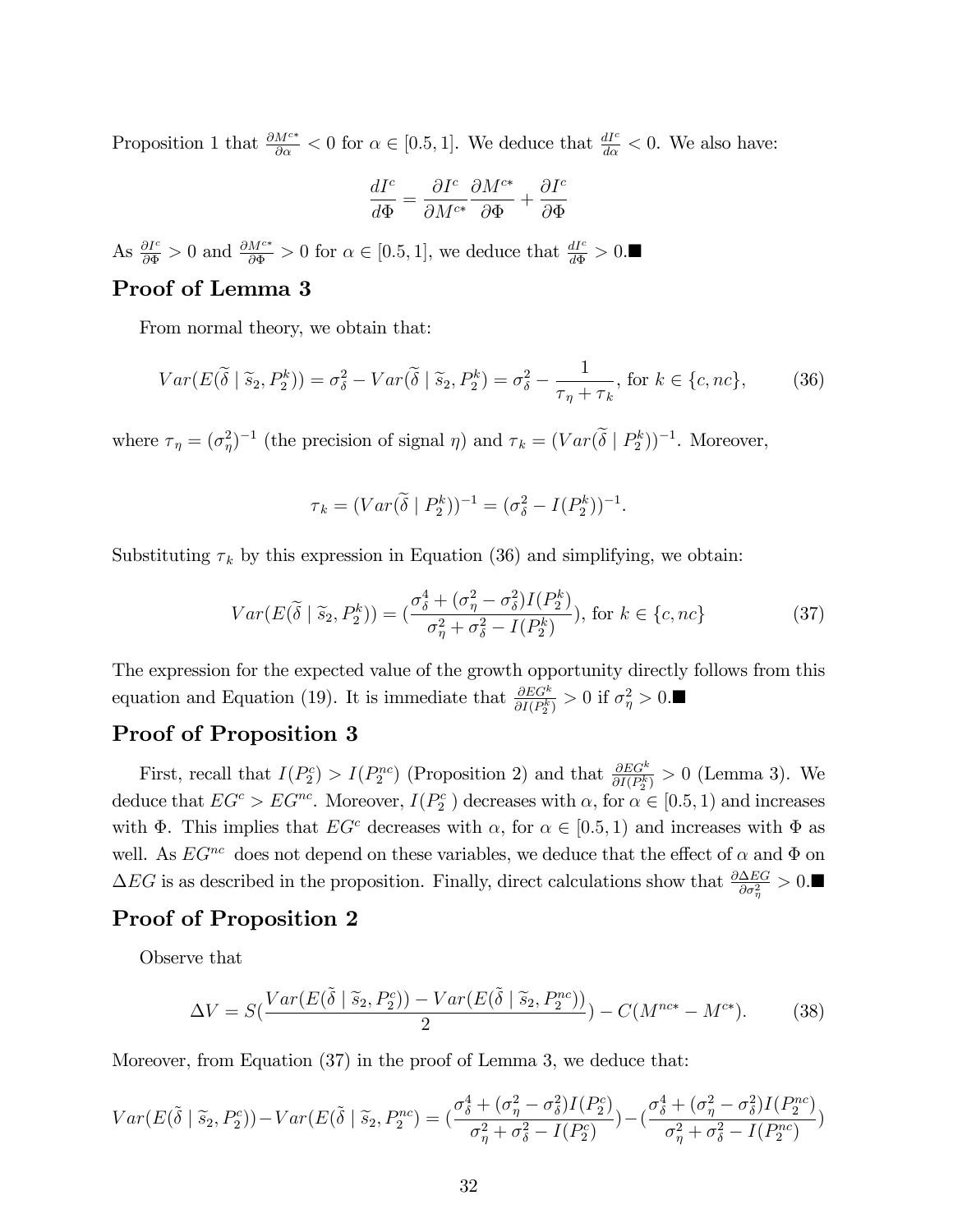Proposition 1 that $\frac{\partial M^{c*}}{\partial \alpha} < 0$ for $\alpha \in [0.5, 1]$. We deduce that $\frac{dI^c}{d\alpha} < 0$. We also have:

$$\frac{dI^c}{d\Phi} = \frac{\partial I^c}{\partial M^{c*}} \frac{\partial M^{c*}}{\partial \Phi} + \frac{\partial I^c}{\partial \Phi}$$

As $\frac{\partial I^c}{\partial \Phi} > 0$ and $\frac{\partial M^{c*}}{\partial \Phi} > 0$ for $\alpha \in [0.5, 1]$, we deduce that $\frac{dI^c}{d\Phi} > 0$.■

## Proof of Lemma 3

From normal theory, we obtain that:

$$Var(E(\widetilde{\delta} \mid \widetilde{s}_2, P_2^k)) = \sigma_\delta^2 - Var(\widetilde{\delta} \mid \widetilde{s}_2, P_2^k) = \sigma_\delta^2 - \frac{1}{\tau_\eta + \tau_k}, \text{ for } k \in \{c, nc\}, \tag{36}$$

where $\tau_\eta = (\sigma_\eta^2)^{-1}$ (the precision of signal $\eta$) and $\tau_k = (Var(\widetilde{\delta} \mid P_2^k))^{-1}$. Moreover,

$$\tau_k = (Var(\widetilde{\delta} \mid P_2^k))^{-1} = (\sigma_\delta^2 - I(P_2^k))^{-1}.$$

Substituting $\tau_k$ by this expression in Equation (36) and simplifying, we obtain:

$$Var(E(\widetilde{\delta} \mid \widetilde{s}_2, P_2^k)) = (\frac{\sigma_\delta^4 + (\sigma_\eta^2 - \sigma_\delta^2) I(P_2^k)}{\sigma_\eta^2 + \sigma_\delta^2 - I(P_2^k)}), \text{ for } k \in \{c, nc\} \tag{37}$$

The expression for the expected value of the growth opportunity directly follows from this equation and Equation (19). It is immediate that $\frac{\partial EG^k}{\partial I(P_2^k)} > 0$ if $\sigma_\eta^2 > 0$.■

## Proof of Proposition 3

First, recall that $I(P_2^c) > I(P_2^{nc})$ (Proposition 2) and that $\frac{\partial EG^k}{\partial I(P_2^k)} > 0$ (Lemma 3). We deduce that $EG^c > EG^{nc}$. Moreover, $I(P_2^c)$ decreases with $\alpha$, for $\alpha \in [0.5, 1)$ and increases with $\Phi$. This implies that $EG^c$ decreases with $\alpha$, for $\alpha \in [0.5, 1)$ and increases with $\Phi$ as well. As $EG^{nc}$ does not depend on these variables, we deduce that the effect of $\alpha$ and $\Phi$ on $\Delta EG$ is as described in the proposition. Finally, direct calculations show that $\frac{\partial \Delta EG}{\partial \sigma_\eta^2} > 0$.■

## Proof of Proposition 2

Observe that

$$\Delta V = S(\frac{Var(E(\tilde{\delta} \mid \widetilde{s}_2, P_2^c)) - Var(E(\tilde{\delta} \mid \widetilde{s}_2, P_2^{nc}))}{2}) - C(M^{nc*} - M^{c*}). \tag{38}$$

Moreover, from Equation (37) in the proof of Lemma 3, we deduce that:

$$Var(E(\tilde{\delta} \mid \widetilde{s}_2, P_2^c)) - Var(E(\tilde{\delta} \mid \widetilde{s}_2, P_2^{nc}) = (\frac{\sigma_\delta^4 + (\sigma_\eta^2 - \sigma_\delta^2) I(P_2^c)}{\sigma_\eta^2 + \sigma_\delta^2 - I(P_2^c)}) - (\frac{\sigma_\delta^4 + (\sigma_\eta^2 - \sigma_\delta^2) I(P_2^{nc})}{\sigma_\eta^2 + \sigma_\delta^2 - I(P_2^{nc})})$$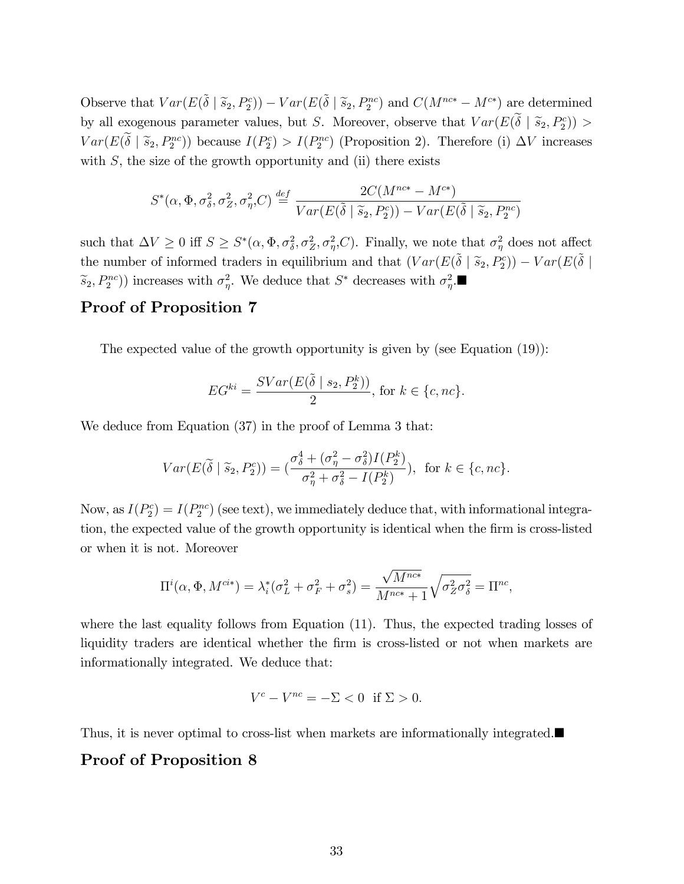Observe that $Var(E(\tilde{\delta} \mid \tilde{s}_2, P_2^c)) - Var(E(\tilde{\delta} \mid \tilde{s}_2, P_2^{nc})$ and $C(M^{nc*} - M^{c*})$ are determined by all exogenous parameter values, but $S$. Moreover, observe that $Var(E(\widetilde{\delta} \mid \widetilde{s}_2, P_2^c)) > Var(E(\widetilde{\delta} \mid \widetilde{s}_2, P_2^{nc}))$ because $I(P_2^c) > I(P_2^{nc})$ (Proposition 2). Therefore (i) $\Delta V$ increases with $S$, the size of the growth opportunity and (ii) there exists

$$S^*(\alpha, \Phi, \sigma_\delta^2, \sigma_Z^2, \sigma_\eta^2, C) \overset{def}{=} \frac{2C(M^{nc*} - M^{c*})}{Var(E(\tilde{\delta} \mid \widetilde{s}_2, P_2^c)) - Var(E(\tilde{\delta} \mid \widetilde{s}_2, P_2^{nc})}$$

such that $\Delta V \geq 0$ iff $S \geq S^*(\alpha, \Phi, \sigma_\delta^2, \sigma_Z^2, \sigma_\eta^2, C)$. Finally, we note that $\sigma_\eta^2$ does not affect the number of informed traders in equilibrium and that $(Var(E(\tilde{\delta} \mid \widetilde{s}_2, P_2^c)) - Var(E(\tilde{\delta} \mid \widetilde{s}_2, P_2^{nc}))$ increases with $\sigma_\eta^2$. We deduce that $S^*$ decreases with $\sigma_\eta^2$.■

## Proof of Proposition 7

The expected value of the growth opportunity is given by (see Equation (19)):

$$EG^{ki} = \frac{SVar(E(\tilde{\delta} \mid s_2, P_2^k))}{2}, \text{ for } k \in \{c, nc\}.$$

We deduce from Equation (37) in the proof of Lemma 3 that:

$$Var(E(\widetilde{\delta} \mid \widetilde{s}_2, P_2^c)) = (\frac{\sigma_\delta^4 + (\sigma_\eta^2 - \sigma_\delta^2)I(P_2^k)}{\sigma_\eta^2 + \sigma_\delta^2 - I(P_2^k)}), \text{ for } k \in \{c, nc\}.$$

Now, as $I(P_2^c) = I(P_2^{nc})$ (see text), we immediately deduce that, with informational integration, the expected value of the growth opportunity is identical when the firm is cross-listed or when it is not. Moreover

$$\Pi^i(\alpha, \Phi, M^{ci*}) = \lambda_i^*(\sigma_L^2 + \sigma_F^2 + \sigma_s^2) = \frac{\sqrt{M^{nc*}}}{M^{nc*} + 1}\sqrt{\sigma_Z^2\sigma_\delta^2} = \Pi^{nc},$$

where the last equality follows from Equation (11). Thus, the expected trading losses of liquidity traders are identical whether the firm is cross-listed or not when markets are informationally integrated. We deduce that:

$$V^c - V^{nc} = -\Sigma < 0 \text{ if } \Sigma > 0.$$

Thus, it is never optimal to cross-list when markets are informationally integrated.■

## Proof of Proposition 8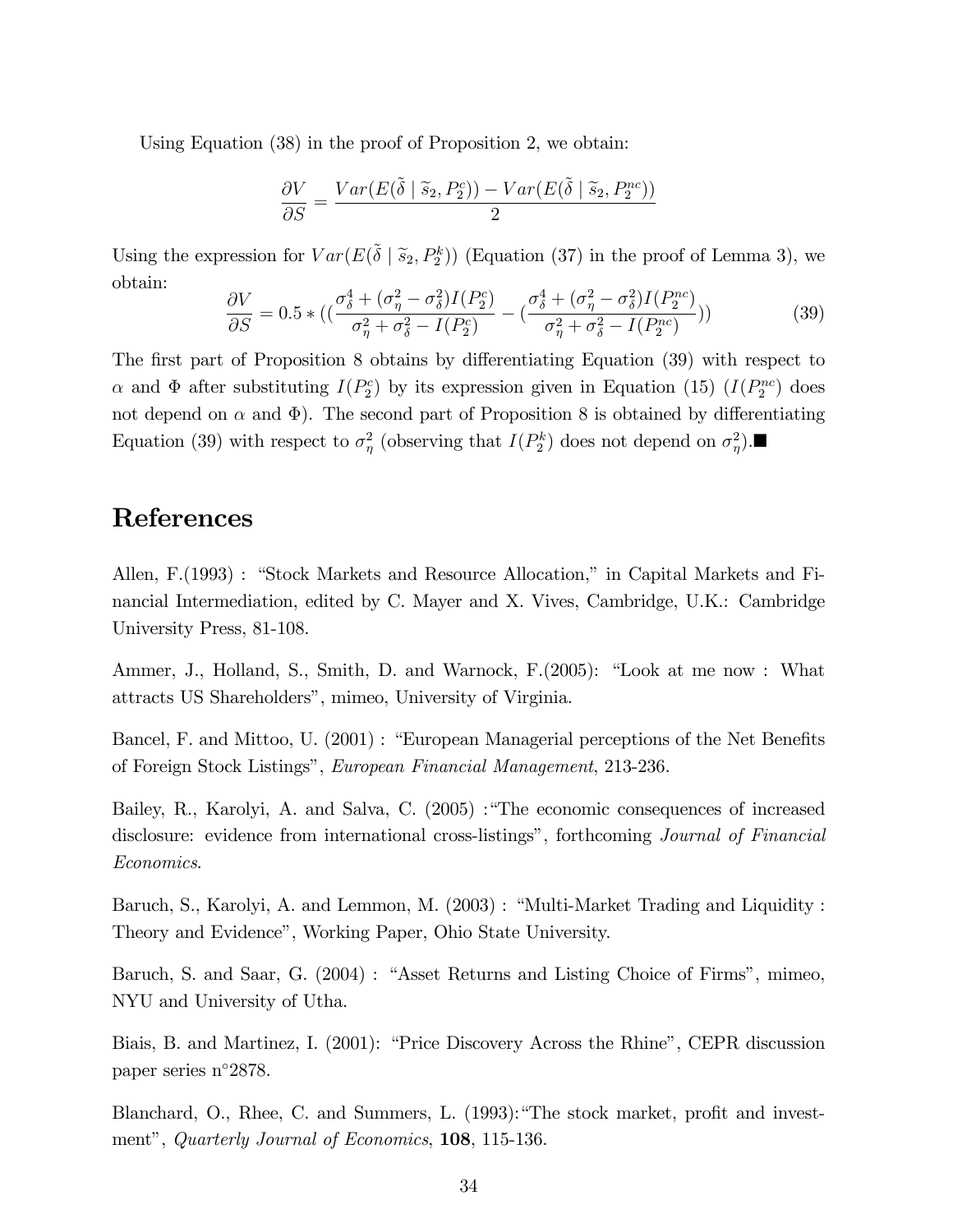Using Equation (38) in the proof of Proposition 2, we obtain:

$$\frac{\partial V}{\partial S} = \frac{Var(E(\tilde{\delta} \mid \tilde{s}_2, P_2^c)) - Var(E(\tilde{\delta} \mid \tilde{s}_2, P_2^{nc}))}{2}$$

Using the expression for $Var(E(\tilde{\delta} \mid \tilde{s}_2, P_2^k))$ (Equation (37) in the proof of Lemma 3), we obtain:

$$\frac{\partial V}{\partial S} = 0.5 * ((\frac{\sigma_\delta^4 + (\sigma_\eta^2 - \sigma_\delta^2)I(P_2^c)}{\sigma_\eta^2 + \sigma_\delta^2 - I(P_2^c)} - (\frac{\sigma_\delta^4 + (\sigma_\eta^2 - \sigma_\delta^2)I(P_2^{nc})}{\sigma_\eta^2 + \sigma_\delta^2 - I(P_2^{nc})})) \tag{39}$$

The first part of Proposition 8 obtains by differentiating Equation (39) with respect to $\alpha$ and $\Phi$ after substituting $I(P_2^c)$ by its expression given in Equation (15) ($I(P_2^{nc})$ does not depend on $\alpha$ and $\Phi$). The second part of Proposition 8 is obtained by differentiating Equation (39) with respect to $\sigma_\eta^2$ (observing that $I(P_2^k)$ does not depend on $\sigma_\eta^2$).■

# References

Allen, F.(1993) : "Stock Markets and Resource Allocation," in Capital Markets and Financial Intermediation, edited by C. Mayer and X. Vives, Cambridge, U.K.: Cambridge University Press, 81-108.

Ammer, J., Holland, S., Smith, D. and Warnock, F.(2005): "Look at me now : What attracts US Shareholders", mimeo, University of Virginia.

Bancel, F. and Mittoo, U. (2001) : "European Managerial perceptions of the Net Benefits of Foreign Stock Listings", *European Financial Management*, 213-236.

Bailey, R., Karolyi, A. and Salva, C. (2005) :"The economic consequences of increased disclosure: evidence from international cross-listings", forthcoming *Journal of Financial Economics*.

Baruch, S., Karolyi, A. and Lemmon, M. (2003) : "Multi-Market Trading and Liquidity : Theory and Evidence", Working Paper, Ohio State University.

Baruch, S. and Saar, G. (2004) : "Asset Returns and Listing Choice of Firms", mimeo, NYU and University of Utha.

Biais, B. and Martinez, I. (2001): "Price Discovery Across the Rhine", CEPR discussion paper series n°2878.

Blanchard, O., Rhee, C. and Summers, L. (1993):"The stock market, profit and investment", *Quarterly Journal of Economics*, **108**, 115-136.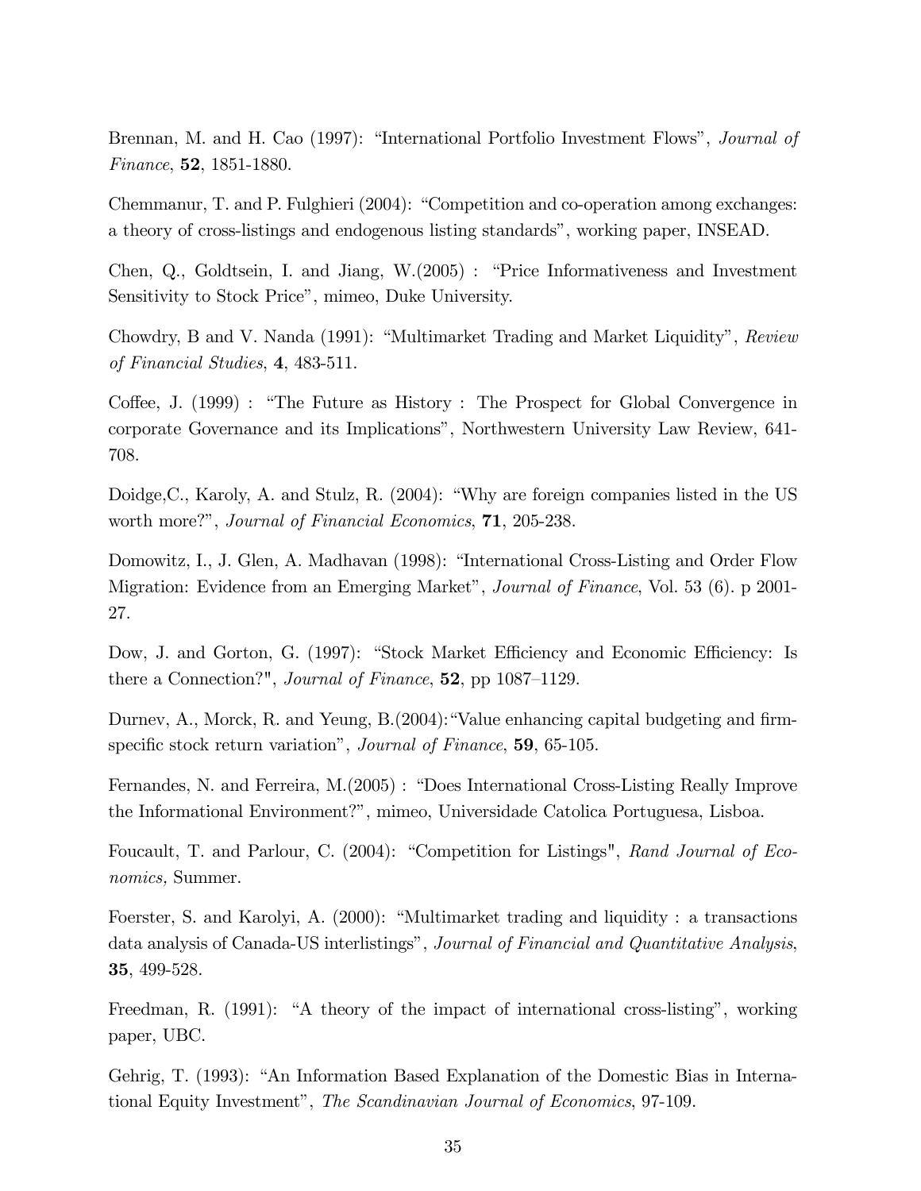Brennan, M. and H. Cao (1997): "International Portfolio Investment Flows", *Journal of Finance*, **52**, 1851-1880.

Chemmanur, T. and P. Fulghieri (2004): "Competition and co-operation among exchanges: a theory of cross-listings and endogenous listing standards", working paper, INSEAD.

Chen, Q., Goldtsein, I. and Jiang, W.(2005) : "Price Informativeness and Investment Sensitivity to Stock Price", mimeo, Duke University.

Chowdry, B and V. Nanda (1991): "Multimarket Trading and Market Liquidity", *Review of Financial Studies*, **4**, 483-511.

Coffee, J. (1999) : "The Future as History : The Prospect for Global Convergence in corporate Governance and its Implications", Northwestern University Law Review, 641-708.

Doidge,C., Karoly, A. and Stulz, R. (2004): "Why are foreign companies listed in the US worth more?", *Journal of Financial Economics*, **71**, 205-238.

Domowitz, I., J. Glen, A. Madhavan (1998): "International Cross-Listing and Order Flow Migration: Evidence from an Emerging Market", *Journal of Finance*, Vol. 53 (6). p 2001-27.

Dow, J. and Gorton, G. (1997): "Stock Market Efficiency and Economic Efficiency: Is there a Connection?", *Journal of Finance*, **52**, pp 1087–1129.

Durnev, A., Morck, R. and Yeung, B.(2004):"Value enhancing capital budgeting and firm-specific stock return variation", *Journal of Finance*, **59**, 65-105.

Fernandes, N. and Ferreira, M.(2005) : "Does International Cross-Listing Really Improve the Informational Environment?", mimeo, Universidade Catolica Portuguesa, Lisboa.

Foucault, T. and Parlour, C. (2004): "Competition for Listings", *Rand Journal of Economics,* Summer.

Foerster, S. and Karolyi, A. (2000): "Multimarket trading and liquidity : a transactions data analysis of Canada-US interlistings", *Journal of Financial and Quantitative Analysis*, **35**, 499-528.

Freedman, R. (1991): "A theory of the impact of international cross-listing", working paper, UBC.

Gehrig, T. (1993): "An Information Based Explanation of the Domestic Bias in International Equity Investment", *The Scandinavian Journal of Economics*, 97-109.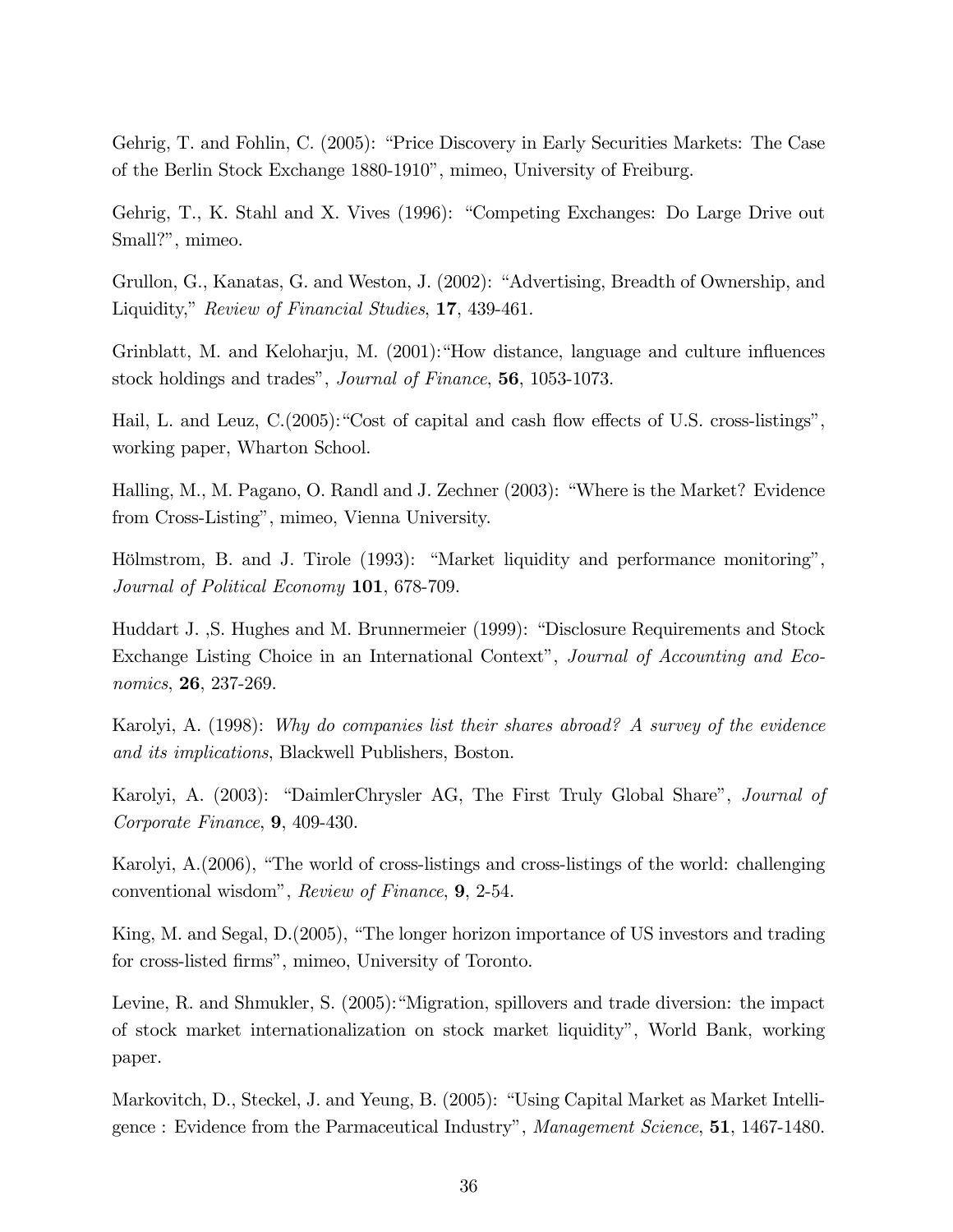Gehrig, T. and Fohlin, C. (2005): "Price Discovery in Early Securities Markets: The Case of the Berlin Stock Exchange 1880-1910", mimeo, University of Freiburg.

Gehrig, T., K. Stahl and X. Vives (1996): "Competing Exchanges: Do Large Drive out Small?", mimeo.

Grullon, G., Kanatas, G. and Weston, J. (2002): "Advertising, Breadth of Ownership, and Liquidity," *Review of Financial Studies*, **17**, 439-461.

Grinblatt, M. and Keloharju, M. (2001):"How distance, language and culture influences stock holdings and trades", *Journal of Finance*, **56**, 1053-1073.

Hail, L. and Leuz, C.(2005):"Cost of capital and cash flow effects of U.S. cross-listings", working paper, Wharton School.

Halling, M., M. Pagano, O. Randl and J. Zechner (2003): "Where is the Market? Evidence from Cross-Listing", mimeo, Vienna University.

Hölmstrom, B. and J. Tirole (1993): "Market liquidity and performance monitoring", *Journal of Political Economy* **101**, 678-709.

Huddart J. ,S. Hughes and M. Brunnermeier (1999): "Disclosure Requirements and Stock Exchange Listing Choice in an International Context", *Journal of Accounting and Economics*, **26**, 237-269.

Karolyi, A. (1998): *Why do companies list their shares abroad? A survey of the evidence and its implications*, Blackwell Publishers, Boston.

Karolyi, A. (2003): "DaimlerChrysler AG, The First Truly Global Share", *Journal of Corporate Finance*, **9**, 409-430.

Karolyi, A.(2006), "The world of cross-listings and cross-listings of the world: challenging conventional wisdom", *Review of Finance*, **9**, 2-54.

King, M. and Segal, D.(2005), "The longer horizon importance of US investors and trading for cross-listed firms", mimeo, University of Toronto.

Levine, R. and Shmukler, S. (2005):"Migration, spillovers and trade diversion: the impact of stock market internationalization on stock market liquidity", World Bank, working paper.

Markovitch, D., Steckel, J. and Yeung, B. (2005): "Using Capital Market as Market Intelligence : Evidence from the Parmaceutical Industry", *Management Science*, **51**, 1467-1480.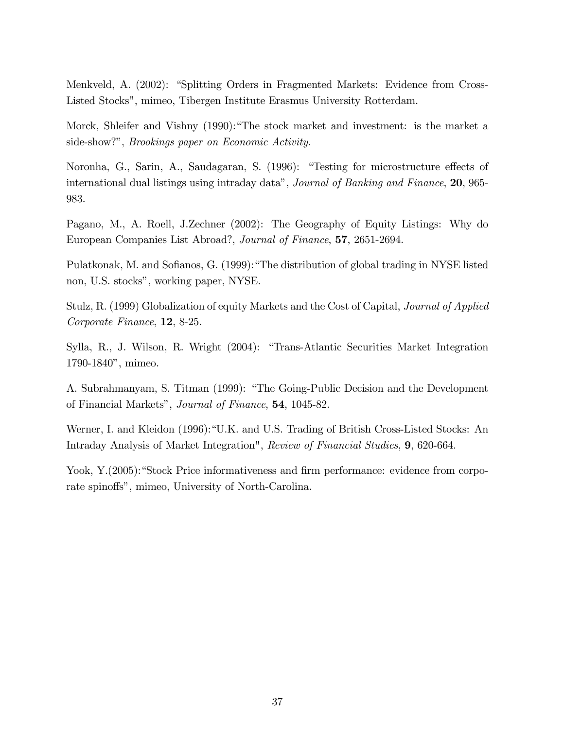Menkveld, A. (2002): "Splitting Orders in Fragmented Markets: Evidence from Cross-Listed Stocks", mimeo, Tibergen Institute Erasmus University Rotterdam.

Morck, Shleifer and Vishny (1990): "The stock market and investment: is the market a side-show?", *Brookings paper on Economic Activity*.

Noronha, G., Sarin, A., Saudagaran, S. (1996): "Testing for microstructure effects of international dual listings using intraday data", *Journal of Banking and Finance*, **20**, 965-983.

Pagano, M., A. Roell, J.Zechner (2002): The Geography of Equity Listings: Why do European Companies List Abroad?, *Journal of Finance*, **57**, 2651-2694.

Pulatkonak, M. and Sofianos, G. (1999): "The distribution of global trading in NYSE listed non, U.S. stocks", working paper, NYSE.

Stulz, R. (1999) Globalization of equity Markets and the Cost of Capital, *Journal of Applied Corporate Finance*, **12**, 8-25.

Sylla, R., J. Wilson, R. Wright (2004): "Trans-Atlantic Securities Market Integration 1790-1840", mimeo.

A. Subrahmanyam, S. Titman (1999): "The Going-Public Decision and the Development of Financial Markets", *Journal of Finance*, **54**, 1045-82.

Werner, I. and Kleidon (1996): "U.K. and U.S. Trading of British Cross-Listed Stocks: An Intraday Analysis of Market Integration", *Review of Financial Studies*, **9**, 620-664.

Yook, Y.(2005): "Stock Price informativeness and firm performance: evidence from corporate spinoffs", mimeo, University of North-Carolina.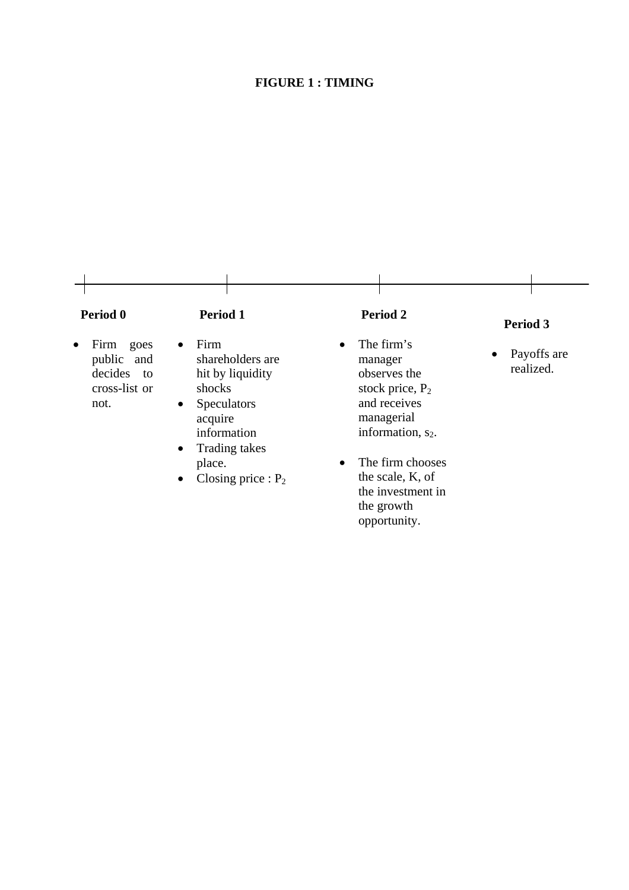**FIGURE 1 : TIMING**

**Period 0**

- Firm goes public and decides to cross-list or not.

**Period 1**

- Firm shareholders are hit by liquidity shocks
- Speculators acquire information
- Trading takes place.
- Closing price : $P_2$

**Period 2**

- The firm's manager observes the stock price, $P_2$ and receives managerial information, $s_2$.
- The firm chooses the scale, K, of the investment in the growth opportunity.

**Period 3**

- Payoffs are realized.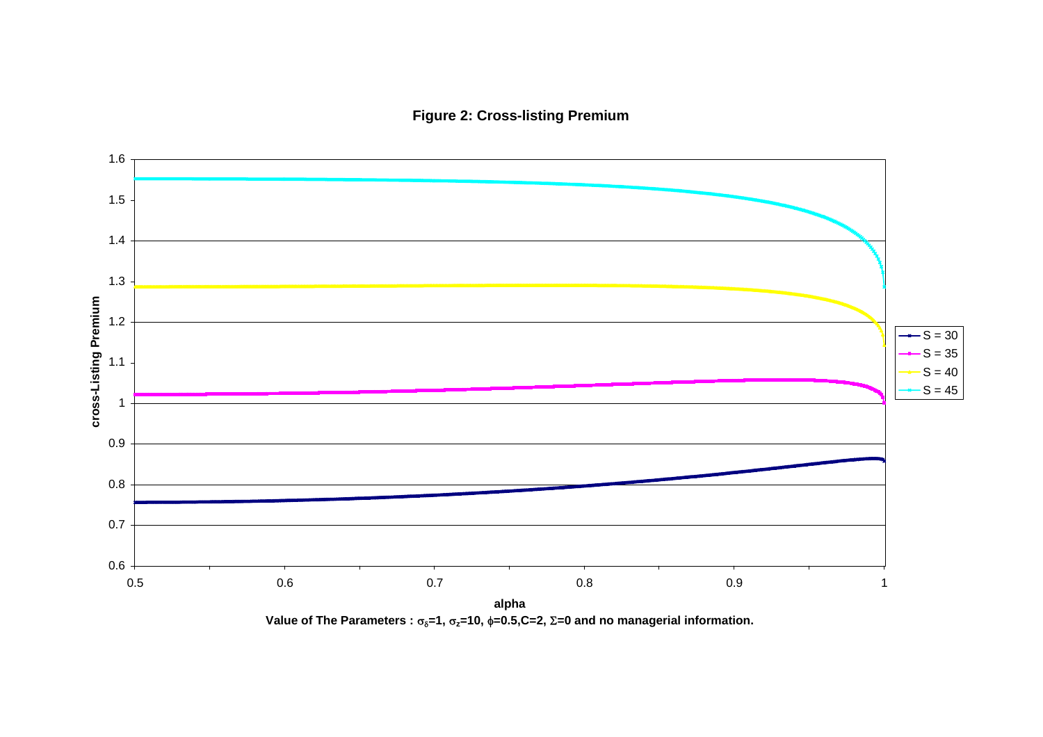**Figure 2: Cross-listing Premium**

cross-Listing Premium

1.6
1.5
1.4
1.3
1.2
1.1
1
0.9
0.8
0.7
0.6

0.5
0.6
0.7
0.8
0.9
1

alpha

S = 30
S = 35
S = 40
S = 45

**Value of The Parameters : $\sigma_\delta$=1, $\sigma_z$=10, $\phi$=0.5,C=2, $\Sigma$=0 and no managerial information.**